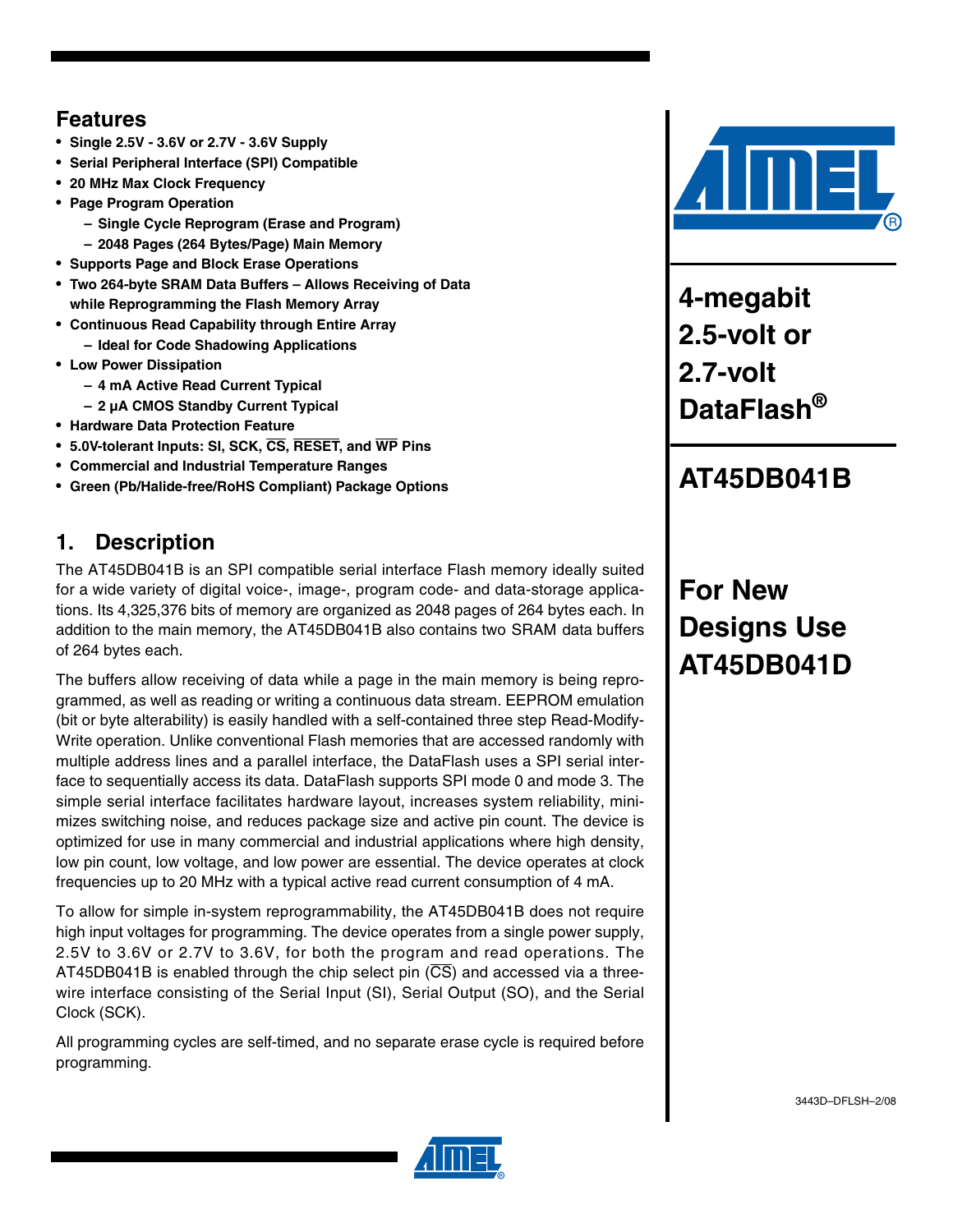# 4-megabit 2.5-volt or 2.7-volt DataFlash®

# AT45DB041B

**For New Designs Use AT45DB041D**

## Features

- Single 2.5V - 3.6V or 2.7V - 3.6V Supply
- Serial Peripheral Interface (SPI) Compatible
- 20 MHz Max Clock Frequency
- Page Program Operation
  - Single Cycle Reprogram (Erase and Program)
  - 2048 Pages (264 Bytes/Page) Main Memory
- Supports Page and Block Erase Operations
- Two 264-byte SRAM Data Buffers – Allows Receiving of Data while Reprogramming the Flash Memory Array
- Continuous Read Capability through Entire Array
  - Ideal for Code Shadowing Applications
- Low Power Dissipation
  - 4 mA Active Read Current Typical
  - 2 µA CMOS Standby Current Typical
- Hardware Data Protection Feature
- 5.0V-tolerant Inputs: SI, SCK, $\overline{CS}$, $\overline{RESET}$, and $\overline{WP}$ Pins
- Commercial and Industrial Temperature Ranges
- Green (Pb/Halide-free/RoHS Compliant) Package Options

## 1. Description

The AT45DB041B is an SPI compatible serial interface Flash memory ideally suited for a wide variety of digital voice-, image-, program code- and data-storage applications. Its 4,325,376 bits of memory are organized as 2048 pages of 264 bytes each. In addition to the main memory, the AT45DB041B also contains two SRAM data buffers of 264 bytes each.

The buffers allow receiving of data while a page in the main memory is being reprogrammed, as well as reading or writing a continuous data stream. EEPROM emulation (bit or byte alterability) is easily handled with a self-contained three step Read-Modify-Write operation. Unlike conventional Flash memories that are accessed randomly with multiple address lines and a parallel interface, the DataFlash uses a SPI serial interface to sequentially access its data. DataFlash supports SPI mode 0 and mode 3. The simple serial interface facilitates hardware layout, increases system reliability, minimizes switching noise, and reduces package size and active pin count. The device is optimized for use in many commercial and industrial applications where high density, low pin count, low voltage, and low power are essential. The device operates at clock frequencies up to 20 MHz with a typical active read current consumption of 4 mA.

To allow for simple in-system reprogrammability, the AT45DB041B does not require high input voltages for programming. The device operates from a single power supply, 2.5V to 3.6V or 2.7V to 3.6V, for both the program and read operations. The AT45DB041B is enabled through the chip select pin ($\overline{CS}$) and accessed via a three-wire interface consisting of the Serial Input (SI), Serial Output (SO), and the Serial Clock (SCK).

All programming cycles are self-timed, and no separate erase cycle is required before programming.

3443D–DFLSH–2/08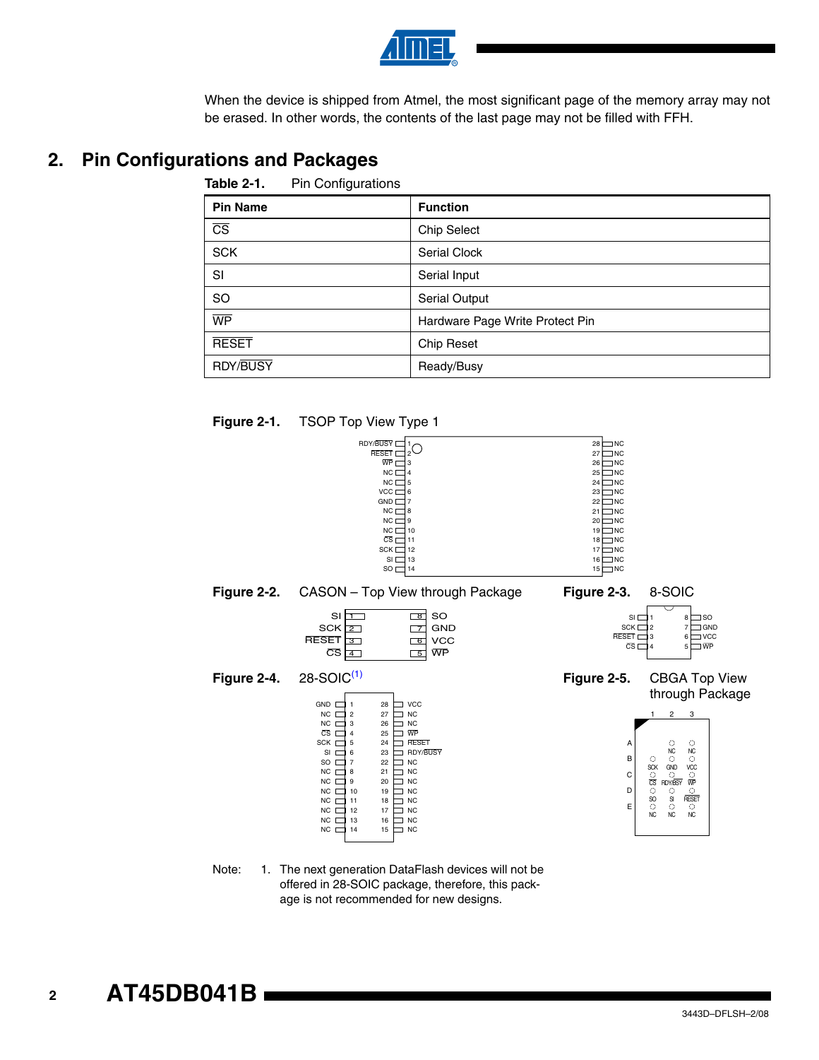When the device is shipped from Atmel, the most significant page of the memory array may not be erased. In other words, the contents of the last page may not be filled with FFH.

## 2. Pin Configurations and Packages

**Table 2-1.** Pin Configurations

| Pin Name | Function |
|---|---|
| CS | Chip Select |
| SCK | Serial Clock |
| SI | Serial Input |
| SO | Serial Output |
| WP | Hardware Page Write Protect Pin |
| RESET | Chip Reset |
| RDY/BUSY | Ready/Busy |

**Figure 2-1.** TSOP Top View Type 1

| Pin | Name | Pin | Name |
|---|---|---|---|
| 1 | RDY/BUSY | 28 | NC |
| 2 | RESET | 27 | NC |
| 3 | WP | 26 | NC |
| 4 | NC | 25 | NC |
| 5 | NC | 24 | NC |
| 6 | VCC | 23 | NC |
| 7 | GND | 22 | NC |
| 8 | NC | 21 | NC |
| 9 | NC | 20 | NC |
| 10 | NC | 19 | NC |
| 11 | CS | 18 | NC |
| 12 | SCK | 17 | NC |
| 13 | SI | 16 | NC |
| 14 | SO | 15 | NC |

**Figure 2-2.** CASON – Top View through Package

| Pin | Name | Pin | Name |
|---|---|---|---|
| 1 | SI | 8 | SO |
| 2 | SCK | 7 | GND |
| 3 | RESET | 6 | VCC |
| 4 | CS | 5 | WP |

**Figure 2-3.** 8-SOIC

| Pin | Name | Pin | Name |
|---|---|---|---|
| 1 | SI | 8 | SO |
| 2 | SCK | 7 | GND |
| 3 | RESET | 6 | VCC |
| 4 | CS | 5 | WP |

**Figure 2-4.** 28-SOIC(1)

| Pin | Name | Pin | Name |
|---|---|---|---|
| 1 | GND | 28 | VCC |
| 2 | NC | 27 | NC |
| 3 | NC | 26 | NC |
| 4 | CS | 25 | WP |
| 5 | SCK | 24 | RESET |
| 6 | SI | 23 | RDY/BUSY |
| 7 | SO | 22 | NC |
| 8 | NC | 21 | NC |
| 9 | NC | 20 | NC |
| 10 | NC | 19 | NC |
| 11 | NC | 18 | NC |
| 12 | NC | 17 | NC |
| 13 | NC | 16 | NC |
| 14 | NC | 15 | NC |

**Figure 2-5.** CBGA Top View through Package

| | 1 | 2 | 3 |
|---|---|---|---|
| A | | NC | NC |
| B | SCK | GND | VCC |
| C | CS | RDY/BSY | WP |
| D | SO | SI | RESET |
| E | NC | NC | NC |

Note: 1. The next generation DataFlash devices will not be offered in 28-SOIC package, therefore, this package is not recommended for new designs.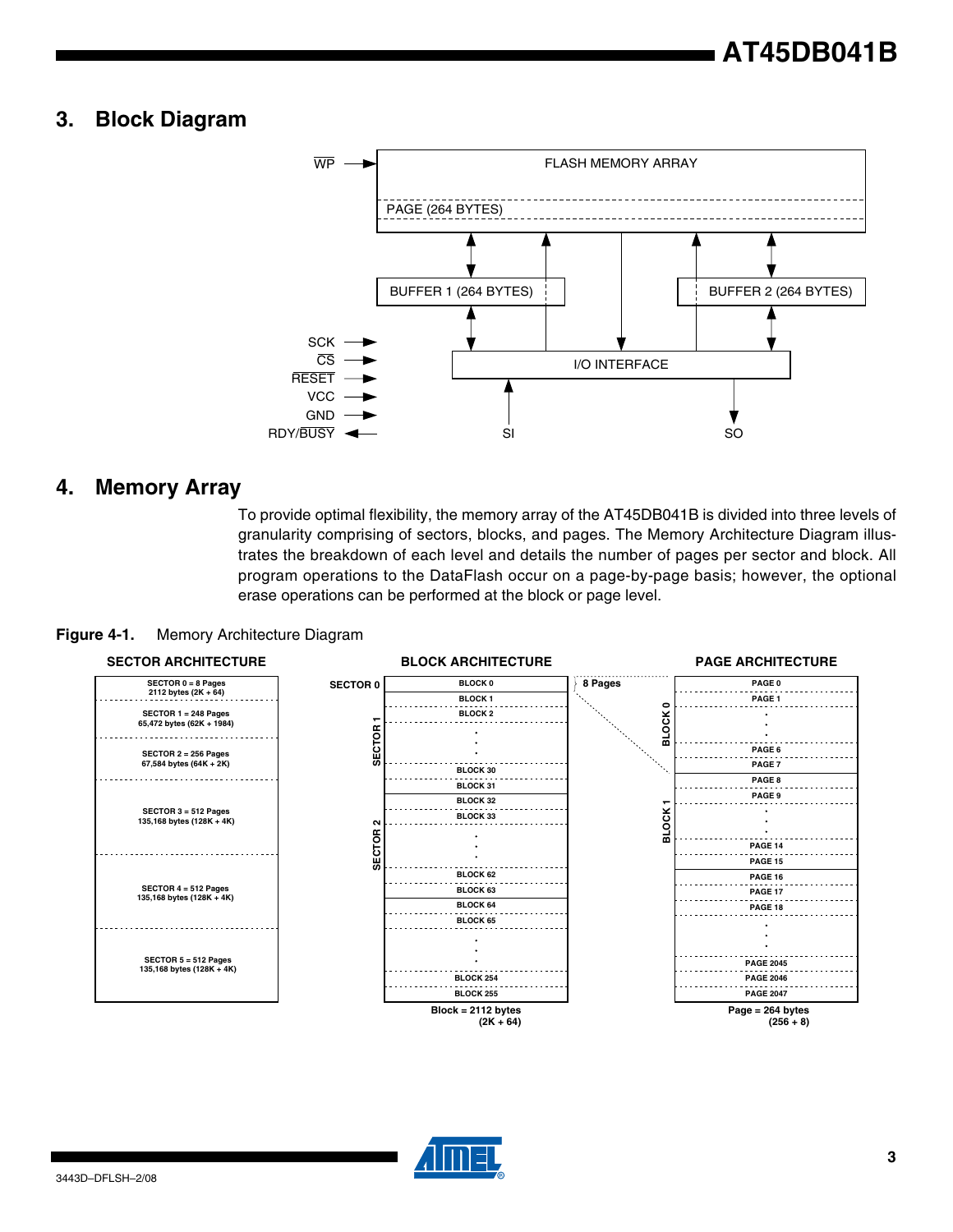## 3. Block Diagram

## 4. Memory Array

To provide optimal flexibility, the memory array of the AT45DB041B is divided into three levels of granularity comprising of sectors, blocks, and pages. The Memory Architecture Diagram illustrates the breakdown of each level and details the number of pages per sector and block. All program operations to the DataFlash occur on a page-by-page basis; however, the optional erase operations can be performed at the block or page level.

**Figure 4-1.** Memory Architecture Diagram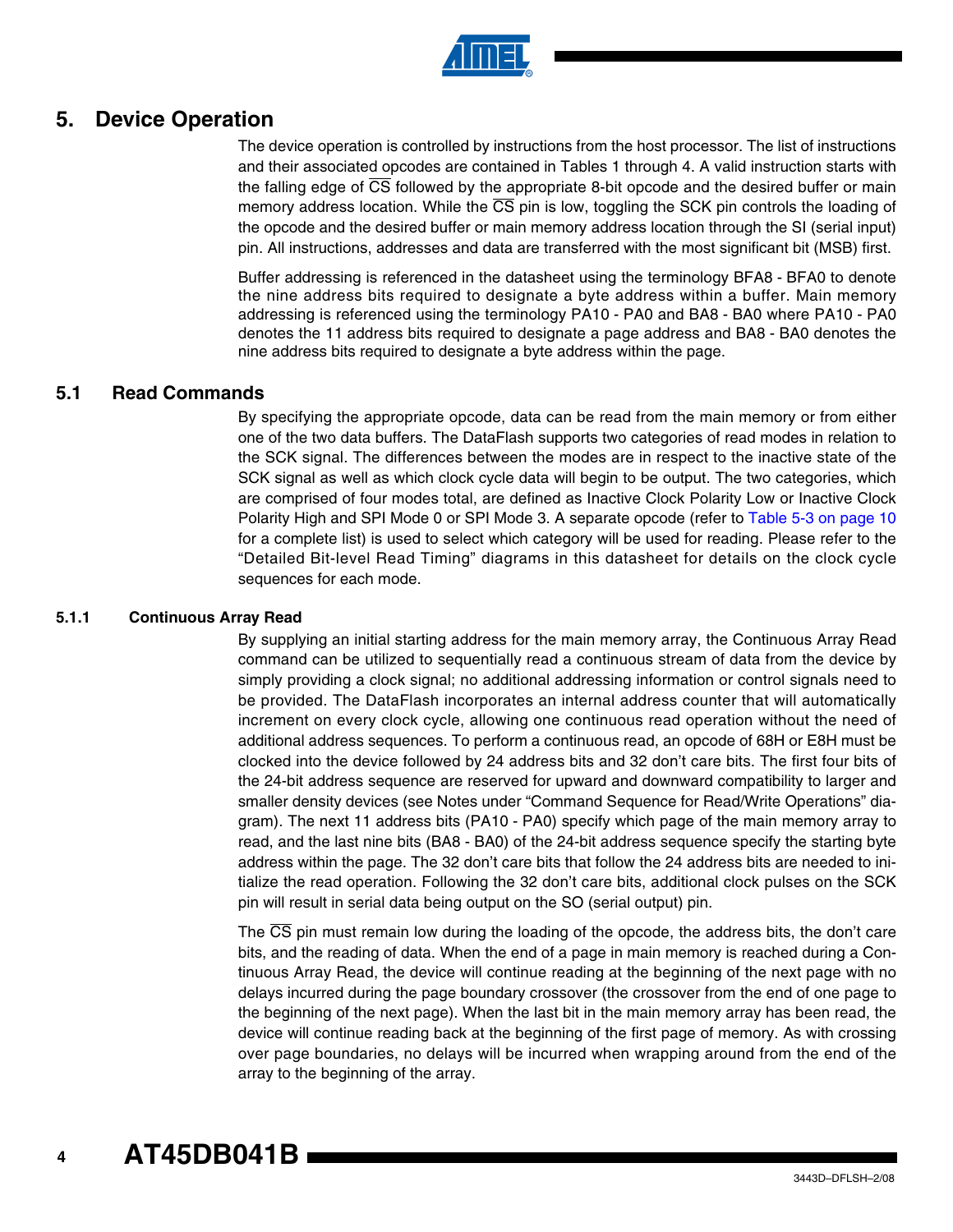# 5. Device Operation

The device operation is controlled by instructions from the host processor. The list of instructions and their associated opcodes are contained in Tables 1 through 4. A valid instruction starts with the falling edge of $\overline{CS}$ followed by the appropriate 8-bit opcode and the desired buffer or main memory address location. While the $\overline{CS}$ pin is low, toggling the SCK pin controls the loading of the opcode and the desired buffer or main memory address location through the SI (serial input) pin. All instructions, addresses and data are transferred with the most significant bit (MSB) first.

Buffer addressing is referenced in the datasheet using the terminology BFA8 - BFA0 to denote the nine address bits required to designate a byte address within a buffer. Main memory addressing is referenced using the terminology PA10 - PA0 and BA8 - BA0 where PA10 - PA0 denotes the 11 address bits required to designate a page address and BA8 - BA0 denotes the nine address bits required to designate a byte address within the page.

## 5.1 Read Commands

By specifying the appropriate opcode, data can be read from the main memory or from either one of the two data buffers. The DataFlash supports two categories of read modes in relation to the SCK signal. The differences between the modes are in respect to the inactive state of the SCK signal as well as which clock cycle data will begin to be output. The two categories, which are comprised of four modes total, are defined as Inactive Clock Polarity Low or Inactive Clock Polarity High and SPI Mode 0 or SPI Mode 3. A separate opcode (refer to Table 5-3 on page 10 for a complete list) is used to select which category will be used for reading. Please refer to the "Detailed Bit-level Read Timing" diagrams in this datasheet for details on the clock cycle sequences for each mode.

### 5.1.1 Continuous Array Read

By supplying an initial starting address for the main memory array, the Continuous Array Read command can be utilized to sequentially read a continuous stream of data from the device by simply providing a clock signal; no additional addressing information or control signals need to be provided. The DataFlash incorporates an internal address counter that will automatically increment on every clock cycle, allowing one continuous read operation without the need of additional address sequences. To perform a continuous read, an opcode of 68H or E8H must be clocked into the device followed by 24 address bits and 32 don't care bits. The first four bits of the 24-bit address sequence are reserved for upward and downward compatibility to larger and smaller density devices (see Notes under "Command Sequence for Read/Write Operations" diagram). The next 11 address bits (PA10 - PA0) specify which page of the main memory array to read, and the last nine bits (BA8 - BA0) of the 24-bit address sequence specify the starting byte address within the page. The 32 don't care bits that follow the 24 address bits are needed to initialize the read operation. Following the 32 don't care bits, additional clock pulses on the SCK pin will result in serial data being output on the SO (serial output) pin.

The $\overline{CS}$ pin must remain low during the loading of the opcode, the address bits, the don't care bits, and the reading of data. When the end of a page in main memory is reached during a Continuous Array Read, the device will continue reading at the beginning of the next page with no delays incurred during the page boundary crossover (the crossover from the end of one page to the beginning of the next page). When the last bit in the main memory array has been read, the device will continue reading back at the beginning of the first page of memory. As with crossing over page boundaries, no delays will be incurred when wrapping around from the end of the array to the beginning of the array.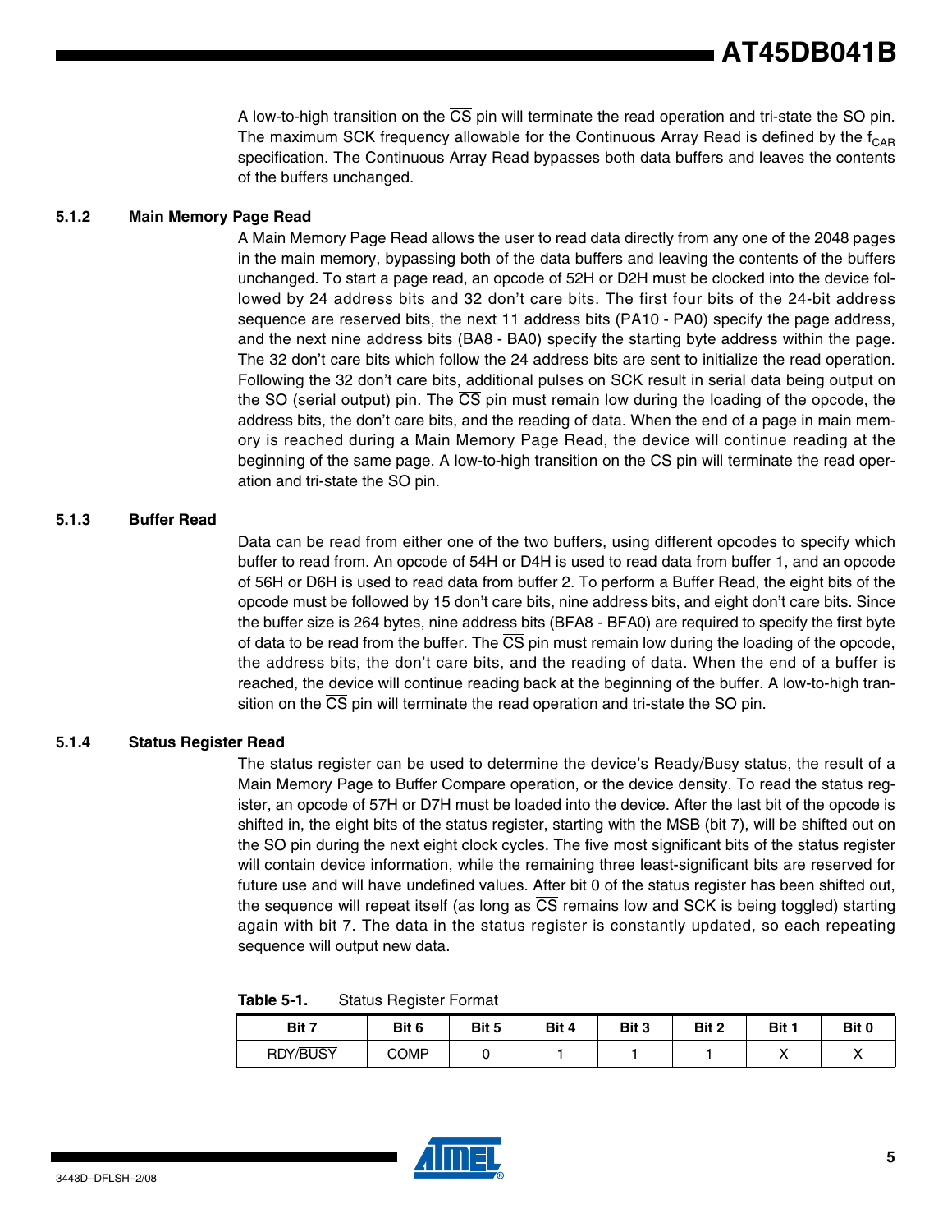A low-to-high transition on the $\overline{CS}$ pin will terminate the read operation and tri-state the SO pin. The maximum SCK frequency allowable for the Continuous Array Read is defined by the $f_{CAR}$ specification. The Continuous Array Read bypasses both data buffers and leaves the contents of the buffers unchanged.

### 5.1.2 Main Memory Page Read

A Main Memory Page Read allows the user to read data directly from any one of the 2048 pages in the main memory, bypassing both of the data buffers and leaving the contents of the buffers unchanged. To start a page read, an opcode of 52H or D2H must be clocked into the device followed by 24 address bits and 32 don't care bits. The first four bits of the 24-bit address sequence are reserved bits, the next 11 address bits (PA10 - PA0) specify the page address, and the next nine address bits (BA8 - BA0) specify the starting byte address within the page. The 32 don't care bits which follow the 24 address bits are sent to initialize the read operation. Following the 32 don't care bits, additional pulses on SCK result in serial data being output on the SO (serial output) pin. The $\overline{CS}$ pin must remain low during the loading of the opcode, the address bits, the don't care bits, and the reading of data. When the end of a page in main memory is reached during a Main Memory Page Read, the device will continue reading at the beginning of the same page. A low-to-high transition on the $\overline{CS}$ pin will terminate the read operation and tri-state the SO pin.

### 5.1.3 Buffer Read

Data can be read from either one of the two buffers, using different opcodes to specify which buffer to read from. An opcode of 54H or D4H is used to read data from buffer 1, and an opcode of 56H or D6H is used to read data from buffer 2. To perform a Buffer Read, the eight bits of the opcode must be followed by 15 don't care bits, nine address bits, and eight don't care bits. Since the buffer size is 264 bytes, nine address bits (BFA8 - BFA0) are required to specify the first byte of data to be read from the buffer. The $\overline{CS}$ pin must remain low during the loading of the opcode, the address bits, the don't care bits, and the reading of data. When the end of a buffer is reached, the device will continue reading back at the beginning of the buffer. A low-to-high transition on the $\overline{CS}$ pin will terminate the read operation and tri-state the SO pin.

### 5.1.4 Status Register Read

The status register can be used to determine the device's Ready/Busy status, the result of a Main Memory Page to Buffer Compare operation, or the device density. To read the status register, an opcode of 57H or D7H must be loaded into the device. After the last bit of the opcode is shifted in, the eight bits of the status register, starting with the MSB (bit 7), will be shifted out on the SO pin during the next eight clock cycles. The five most significant bits of the status register will contain device information, while the remaining three least-significant bits are reserved for future use and will have undefined values. After bit 0 of the status register has been shifted out, the sequence will repeat itself (as long as $\overline{CS}$ remains low and SCK is being toggled) starting again with bit 7. The data in the status register is constantly updated, so each repeating sequence will output new data.

**Table 5-1.** Status Register Format

| Bit 7 | Bit 6 | Bit 5 | Bit 4 | Bit 3 | Bit 2 | Bit 1 | Bit 0 |
|---|---|---|---|---|---|---|---|
| RDY/$\overline{BUSY}$ | COMP | 0 | 1 | 1 | 1 | X | X |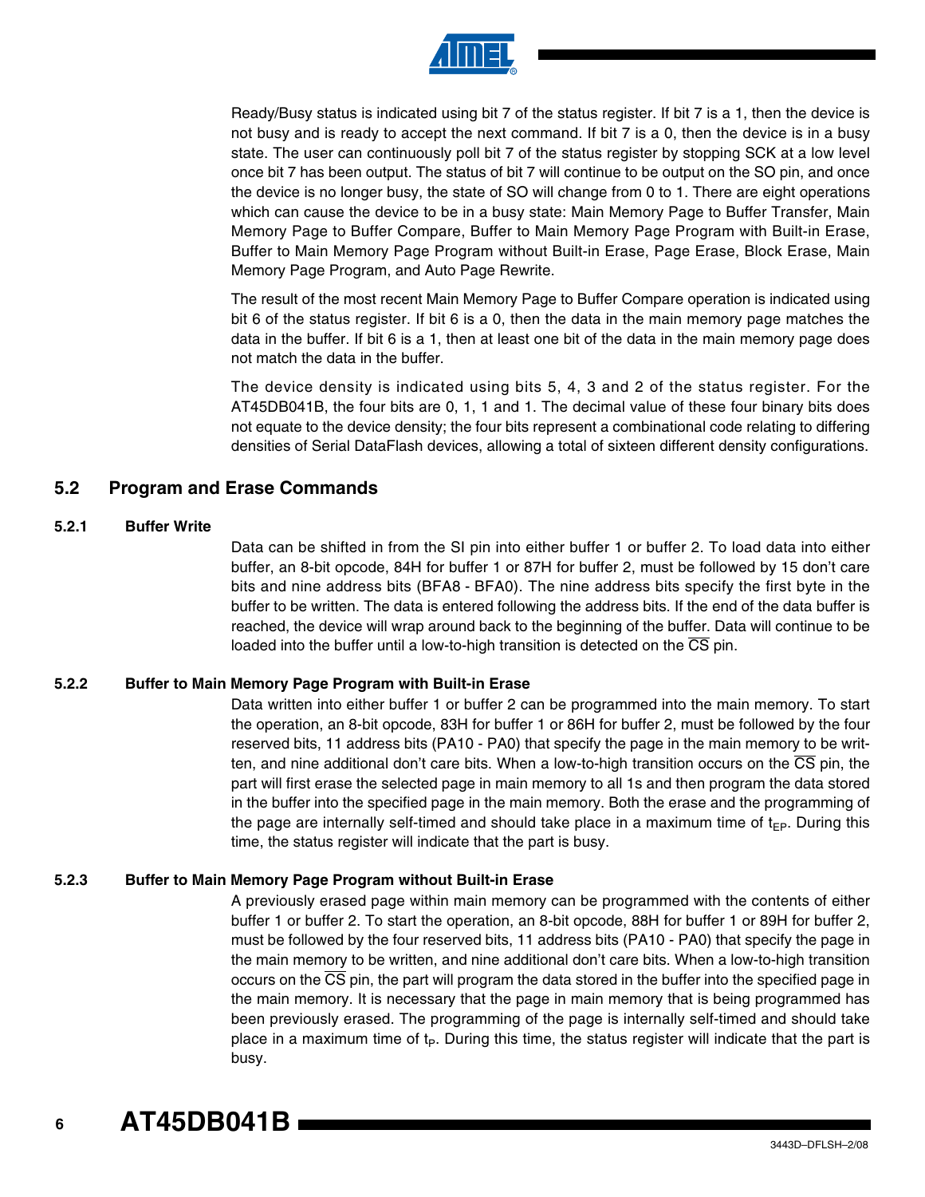Ready/Busy status is indicated using bit 7 of the status register. If bit 7 is a 1, then the device is not busy and is ready to accept the next command. If bit 7 is a 0, then the device is in a busy state. The user can continuously poll bit 7 of the status register by stopping SCK at a low level once bit 7 has been output. The status of bit 7 will continue to be output on the SO pin, and once the device is no longer busy, the state of SO will change from 0 to 1. There are eight operations which can cause the device to be in a busy state: Main Memory Page to Buffer Transfer, Main Memory Page to Buffer Compare, Buffer to Main Memory Page Program with Built-in Erase, Buffer to Main Memory Page Program without Built-in Erase, Page Erase, Block Erase, Main Memory Page Program, and Auto Page Rewrite.

The result of the most recent Main Memory Page to Buffer Compare operation is indicated using bit 6 of the status register. If bit 6 is a 0, then the data in the main memory page matches the data in the buffer. If bit 6 is a 1, then at least one bit of the data in the main memory page does not match the data in the buffer.

The device density is indicated using bits 5, 4, 3 and 2 of the status register. For the AT45DB041B, the four bits are 0, 1, 1 and 1. The decimal value of these four binary bits does not equate to the device density; the four bits represent a combinational code relating to differing densities of Serial DataFlash devices, allowing a total of sixteen different density configurations.

## 5.2 Program and Erase Commands

### 5.2.1 Buffer Write

Data can be shifted in from the SI pin into either buffer 1 or buffer 2. To load data into either buffer, an 8-bit opcode, 84H for buffer 1 or 87H for buffer 2, must be followed by 15 don't care bits and nine address bits (BFA8 - BFA0). The nine address bits specify the first byte in the buffer to be written. The data is entered following the address bits. If the end of the data buffer is reached, the device will wrap around back to the beginning of the buffer. Data will continue to be loaded into the buffer until a low-to-high transition is detected on the $\overline{CS}$ pin.

### 5.2.2 Buffer to Main Memory Page Program with Built-in Erase

Data written into either buffer 1 or buffer 2 can be programmed into the main memory. To start the operation, an 8-bit opcode, 83H for buffer 1 or 86H for buffer 2, must be followed by the four reserved bits, 11 address bits (PA10 - PA0) that specify the page in the main memory to be written, and nine additional don't care bits. When a low-to-high transition occurs on the $\overline{CS}$ pin, the part will first erase the selected page in main memory to all 1s and then program the data stored in the buffer into the specified page in the main memory. Both the erase and the programming of the page are internally self-timed and should take place in a maximum time of $t_{EP}$. During this time, the status register will indicate that the part is busy.

### 5.2.3 Buffer to Main Memory Page Program without Built-in Erase

A previously erased page within main memory can be programmed with the contents of either buffer 1 or buffer 2. To start the operation, an 8-bit opcode, 88H for buffer 1 or 89H for buffer 2, must be followed by the four reserved bits, 11 address bits (PA10 - PA0) that specify the page in the main memory to be written, and nine additional don't care bits. When a low-to-high transition occurs on the $\overline{CS}$ pin, the part will program the data stored in the buffer into the specified page in the main memory. It is necessary that the page in main memory that is being programmed has been previously erased. The programming of the page is internally self-timed and should take place in a maximum time of $t_P$. During this time, the status register will indicate that the part is busy.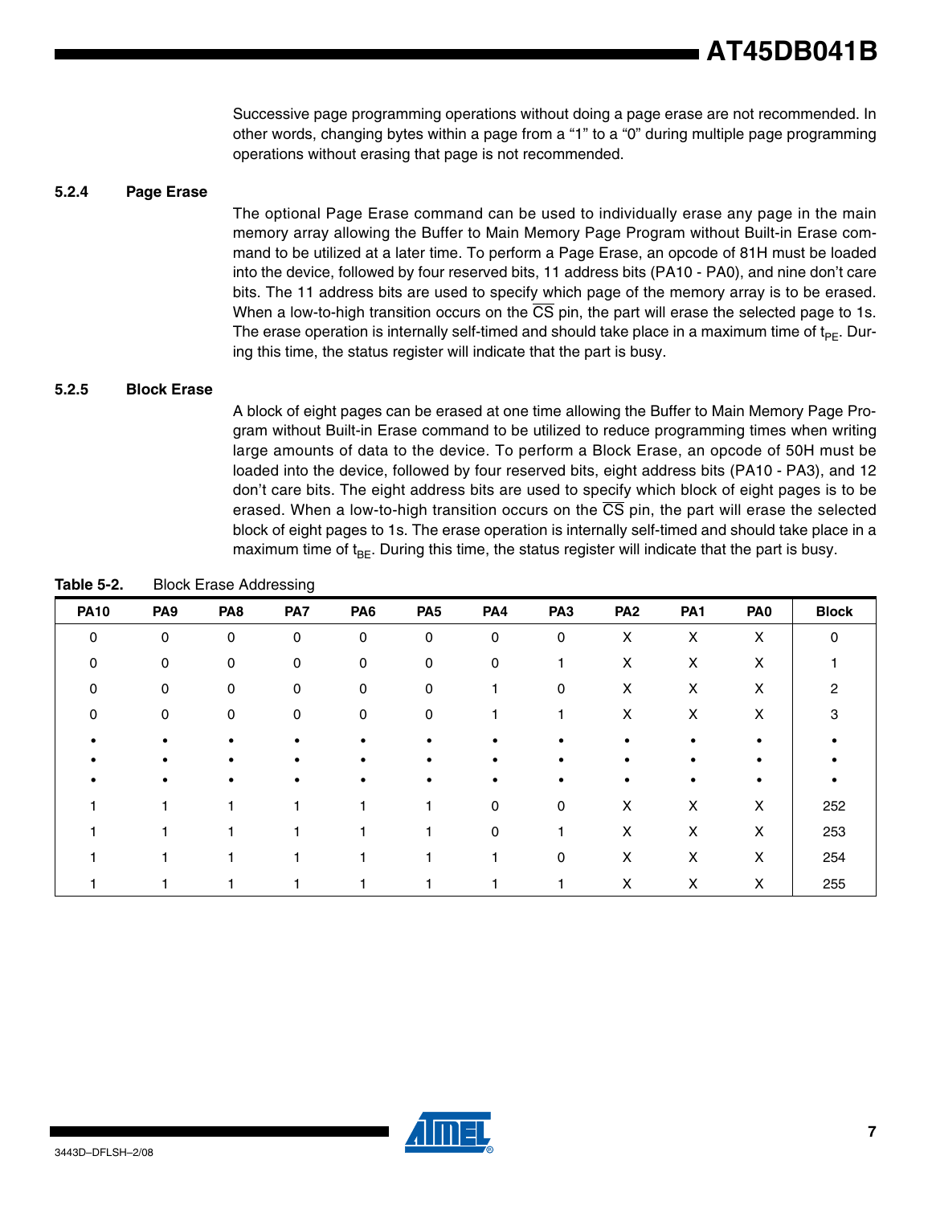Successive page programming operations without doing a page erase are not recommended. In other words, changing bytes within a page from a "1" to a "0" during multiple page programming operations without erasing that page is not recommended.

### 5.2.4 Page Erase

The optional Page Erase command can be used to individually erase any page in the main memory array allowing the Buffer to Main Memory Page Program without Built-in Erase command to be utilized at a later time. To perform a Page Erase, an opcode of 81H must be loaded into the device, followed by four reserved bits, 11 address bits (PA10 - PA0), and nine don't care bits. The 11 address bits are used to specify which page of the memory array is to be erased. When a low-to-high transition occurs on the $\overline{CS}$ pin, the part will erase the selected page to 1s. The erase operation is internally self-timed and should take place in a maximum time of $t_{PE}$. During this time, the status register will indicate that the part is busy.

### 5.2.5 Block Erase

A block of eight pages can be erased at one time allowing the Buffer to Main Memory Page Program without Built-in Erase command to be utilized to reduce programming times when writing large amounts of data to the device. To perform a Block Erase, an opcode of 50H must be loaded into the device, followed by four reserved bits, eight address bits (PA10 - PA3), and 12 don't care bits. The eight address bits are used to specify which block of eight pages is to be erased. When a low-to-high transition occurs on the $\overline{CS}$ pin, the part will erase the selected block of eight pages to 1s. The erase operation is internally self-timed and should take place in a maximum time of $t_{BE}$. During this time, the status register will indicate that the part is busy.

**Table 5-2.** Block Erase Addressing

| PA10 | PA9 | PA8 | PA7 | PA6 | PA5 | PA4 | PA3 | PA2 | PA1 | PA0 | Block |
|---|---|---|---|---|---|---|---|---|---|---|---|
| 0 | 0 | 0 | 0 | 0 | 0 | 0 | 0 | X | X | X | 0 |
| 0 | 0 | 0 | 0 | 0 | 0 | 0 | 1 | X | X | X | 1 |
| 0 | 0 | 0 | 0 | 0 | 0 | 1 | 0 | X | X | X | 2 |
| 0 | 0 | 0 | 0 | 0 | 0 | 1 | 1 | X | X | X | 3 |
| • | • | • | • | • | • | • | • | • | • | • | • |
| • | • | • | • | • | • | • | • | • | • | • | • |
| • | • | • | • | • | • | • | • | • | • | • | • |
| 1 | 1 | 1 | 1 | 1 | 1 | 0 | 0 | X | X | X | 252 |
| 1 | 1 | 1 | 1 | 1 | 1 | 0 | 1 | X | X | X | 253 |
| 1 | 1 | 1 | 1 | 1 | 1 | 1 | 0 | X | X | X | 254 |
| 1 | 1 | 1 | 1 | 1 | 1 | 1 | 1 | X | X | X | 255 |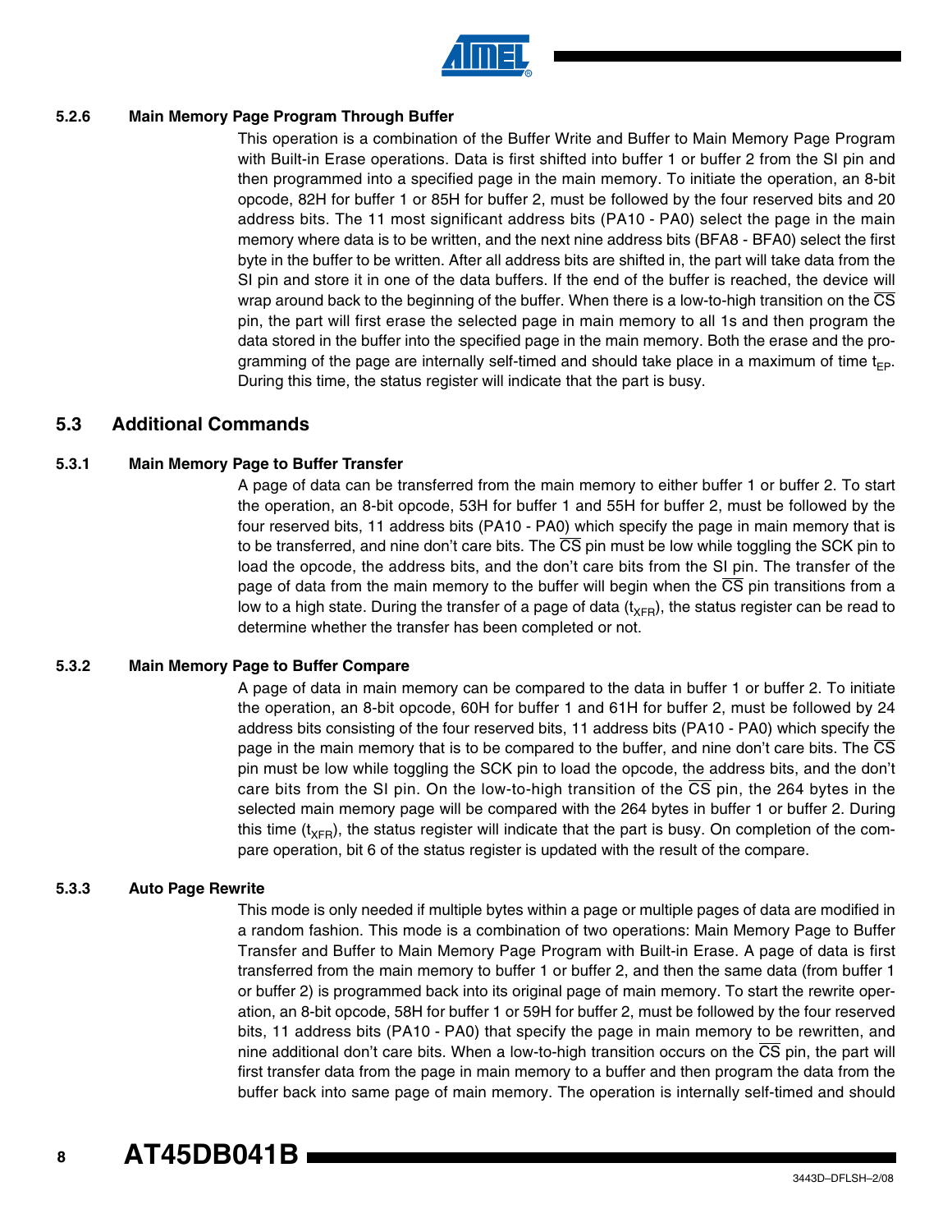#### 5.2.6 Main Memory Page Program Through Buffer

This operation is a combination of the Buffer Write and Buffer to Main Memory Page Program with Built-in Erase operations. Data is first shifted into buffer 1 or buffer 2 from the SI pin and then programmed into a specified page in the main memory. To initiate the operation, an 8-bit opcode, 82H for buffer 1 or 85H for buffer 2, must be followed by the four reserved bits and 20 address bits. The 11 most significant address bits (PA10 - PA0) select the page in the main memory where data is to be written, and the next nine address bits (BFA8 - BFA0) select the first byte in the buffer to be written. After all address bits are shifted in, the part will take data from the SI pin and store it in one of the data buffers. If the end of the buffer is reached, the device will wrap around back to the beginning of the buffer. When there is a low-to-high transition on the $\overline{CS}$ pin, the part will first erase the selected page in main memory to all 1s and then program the data stored in the buffer into the specified page in the main memory. Both the erase and the programming of the page are internally self-timed and should take place in a maximum of time $t_{EP}$. During this time, the status register will indicate that the part is busy.

## 5.3 Additional Commands

#### 5.3.1 Main Memory Page to Buffer Transfer

A page of data can be transferred from the main memory to either buffer 1 or buffer 2. To start the operation, an 8-bit opcode, 53H for buffer 1 and 55H for buffer 2, must be followed by the four reserved bits, 11 address bits (PA10 - PA0) which specify the page in main memory that is to be transferred, and nine don't care bits. The $\overline{CS}$ pin must be low while toggling the SCK pin to load the opcode, the address bits, and the don't care bits from the SI pin. The transfer of the page of data from the main memory to the buffer will begin when the $\overline{CS}$ pin transitions from a low to a high state. During the transfer of a page of data ($t_{XFR}$), the status register can be read to determine whether the transfer has been completed or not.

#### 5.3.2 Main Memory Page to Buffer Compare

A page of data in main memory can be compared to the data in buffer 1 or buffer 2. To initiate the operation, an 8-bit opcode, 60H for buffer 1 and 61H for buffer 2, must be followed by 24 address bits consisting of the four reserved bits, 11 address bits (PA10 - PA0) which specify the page in the main memory that is to be compared to the buffer, and nine don't care bits. The $\overline{CS}$ pin must be low while toggling the SCK pin to load the opcode, the address bits, and the don't care bits from the SI pin. On the low-to-high transition of the $\overline{CS}$ pin, the 264 bytes in the selected main memory page will be compared with the 264 bytes in buffer 1 or buffer 2. During this time ($t_{XFR}$), the status register will indicate that the part is busy. On completion of the compare operation, bit 6 of the status register is updated with the result of the compare.

#### 5.3.3 Auto Page Rewrite

This mode is only needed if multiple bytes within a page or multiple pages of data are modified in a random fashion. This mode is a combination of two operations: Main Memory Page to Buffer Transfer and Buffer to Main Memory Page Program with Built-in Erase. A page of data is first transferred from the main memory to buffer 1 or buffer 2, and then the same data (from buffer 1 or buffer 2) is programmed back into its original page of main memory. To start the rewrite operation, an 8-bit opcode, 58H for buffer 1 or 59H for buffer 2, must be followed by the four reserved bits, 11 address bits (PA10 - PA0) that specify the page in main memory to be rewritten, and nine additional don't care bits. When a low-to-high transition occurs on the $\overline{CS}$ pin, the part will first transfer data from the page in main memory to a buffer and then program the data from the buffer back into same page of main memory. The operation is internally self-timed and should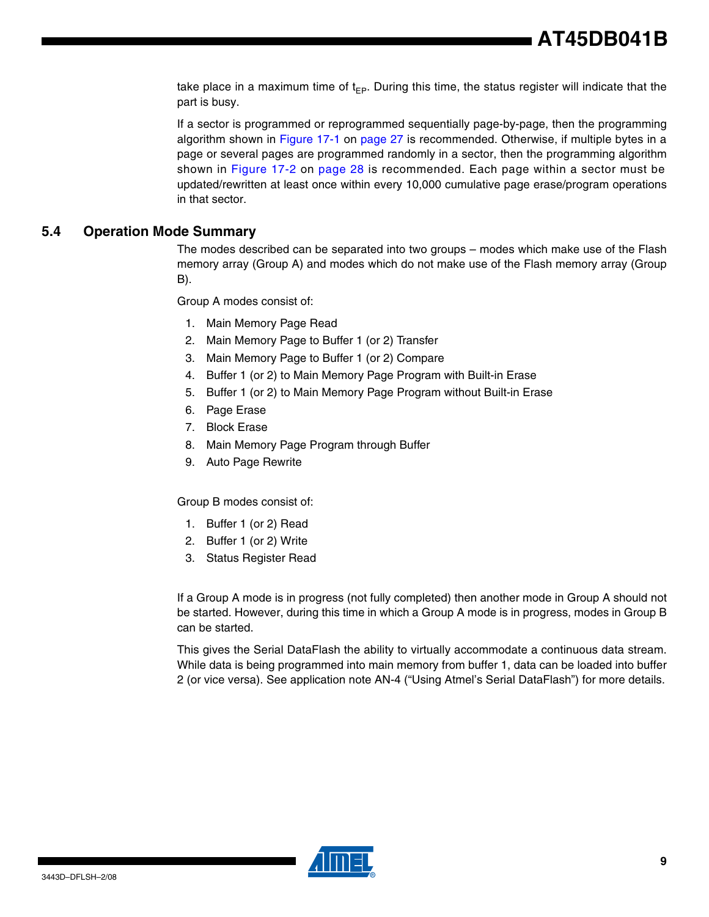take place in a maximum time of $t_{EP}$. During this time, the status register will indicate that the part is busy.

If a sector is programmed or reprogrammed sequentially page-by-page, then the programming algorithm shown in Figure 17-1 on page 27 is recommended. Otherwise, if multiple bytes in a page or several pages are programmed randomly in a sector, then the programming algorithm shown in Figure 17-2 on page 28 is recommended. Each page within a sector must be updated/rewritten at least once within every 10,000 cumulative page erase/program operations in that sector.

## 5.4 Operation Mode Summary

The modes described can be separated into two groups – modes which make use of the Flash memory array (Group A) and modes which do not make use of the Flash memory array (Group B).

Group A modes consist of:

1. Main Memory Page Read
2. Main Memory Page to Buffer 1 (or 2) Transfer
3. Main Memory Page to Buffer 1 (or 2) Compare
4. Buffer 1 (or 2) to Main Memory Page Program with Built-in Erase
5. Buffer 1 (or 2) to Main Memory Page Program without Built-in Erase
6. Page Erase
7. Block Erase
8. Main Memory Page Program through Buffer
9. Auto Page Rewrite

Group B modes consist of:

1. Buffer 1 (or 2) Read
2. Buffer 1 (or 2) Write
3. Status Register Read

If a Group A mode is in progress (not fully completed) then another mode in Group A should not be started. However, during this time in which a Group A mode is in progress, modes in Group B can be started.

This gives the Serial DataFlash the ability to virtually accommodate a continuous data stream. While data is being programmed into main memory from buffer 1, data can be loaded into buffer 2 (or vice versa). See application note AN-4 ("Using Atmel's Serial DataFlash") for more details.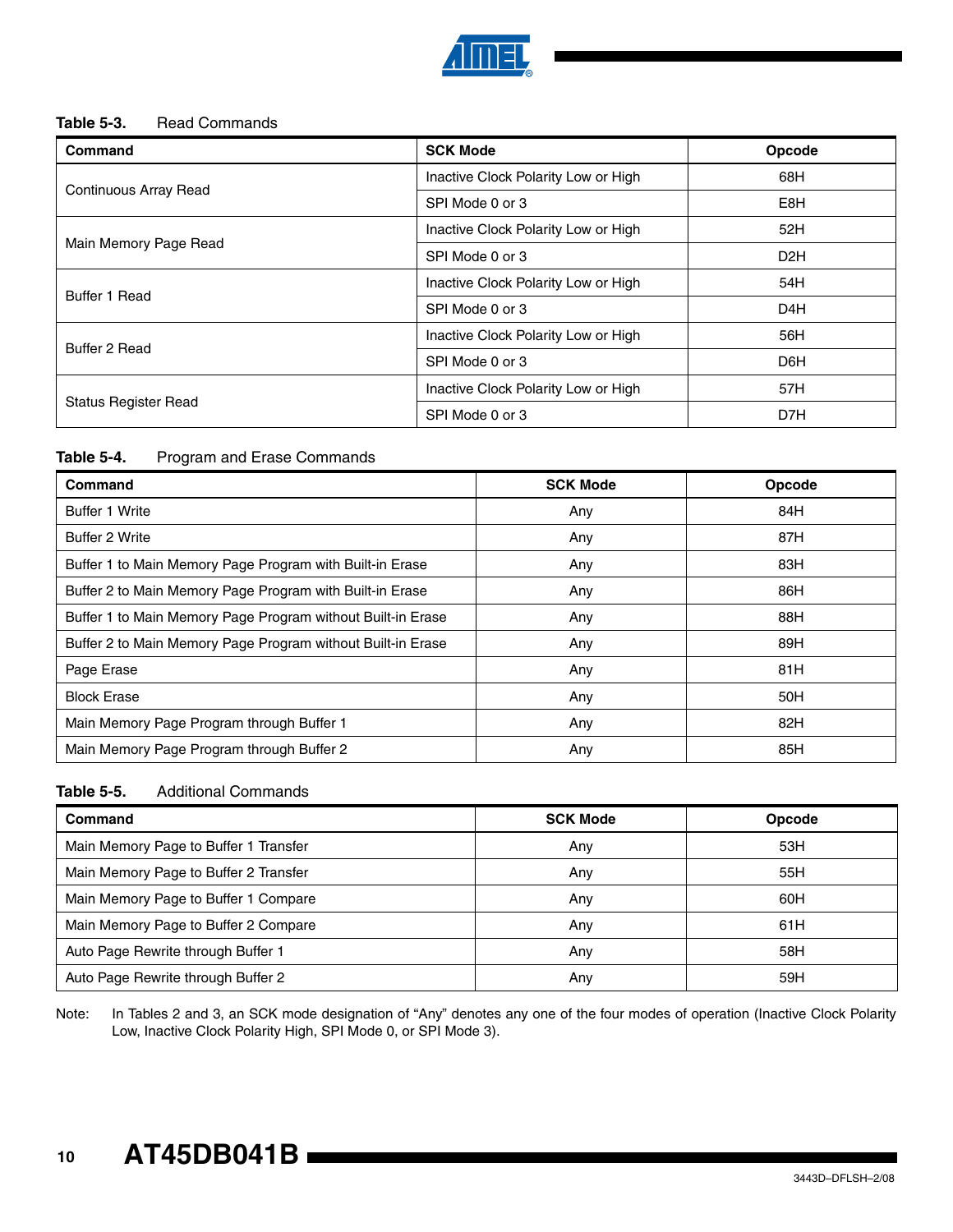**Table 5-3.** Read Commands

| Command | SCK Mode | Opcode |
|---|---|---|
| Continuous Array Read | Inactive Clock Polarity Low or High | 68H |
| | SPI Mode 0 or 3 | E8H |
| Main Memory Page Read | Inactive Clock Polarity Low or High | 52H |
| | SPI Mode 0 or 3 | D2H |
| Buffer 1 Read | Inactive Clock Polarity Low or High | 54H |
| | SPI Mode 0 or 3 | D4H |
| Buffer 2 Read | Inactive Clock Polarity Low or High | 56H |
| | SPI Mode 0 or 3 | D6H |
| Status Register Read | Inactive Clock Polarity Low or High | 57H |
| | SPI Mode 0 or 3 | D7H |

**Table 5-4.** Program and Erase Commands

| Command | SCK Mode | Opcode |
|---|---|---|
| Buffer 1 Write | Any | 84H |
| Buffer 2 Write | Any | 87H |
| Buffer 1 to Main Memory Page Program with Built-in Erase | Any | 83H |
| Buffer 2 to Main Memory Page Program with Built-in Erase | Any | 86H |
| Buffer 1 to Main Memory Page Program without Built-in Erase | Any | 88H |
| Buffer 2 to Main Memory Page Program without Built-in Erase | Any | 89H |
| Page Erase | Any | 81H |
| Block Erase | Any | 50H |
| Main Memory Page Program through Buffer 1 | Any | 82H |
| Main Memory Page Program through Buffer 2 | Any | 85H |

**Table 5-5.** Additional Commands

| Command | SCK Mode | Opcode |
|---|---|---|
| Main Memory Page to Buffer 1 Transfer | Any | 53H |
| Main Memory Page to Buffer 2 Transfer | Any | 55H |
| Main Memory Page to Buffer 1 Compare | Any | 60H |
| Main Memory Page to Buffer 2 Compare | Any | 61H |
| Auto Page Rewrite through Buffer 1 | Any | 58H |
| Auto Page Rewrite through Buffer 2 | Any | 59H |

Note: In Tables 2 and 3, an SCK mode designation of "Any" denotes any one of the four modes of operation (Inactive Clock Polarity Low, Inactive Clock Polarity High, SPI Mode 0, or SPI Mode 3).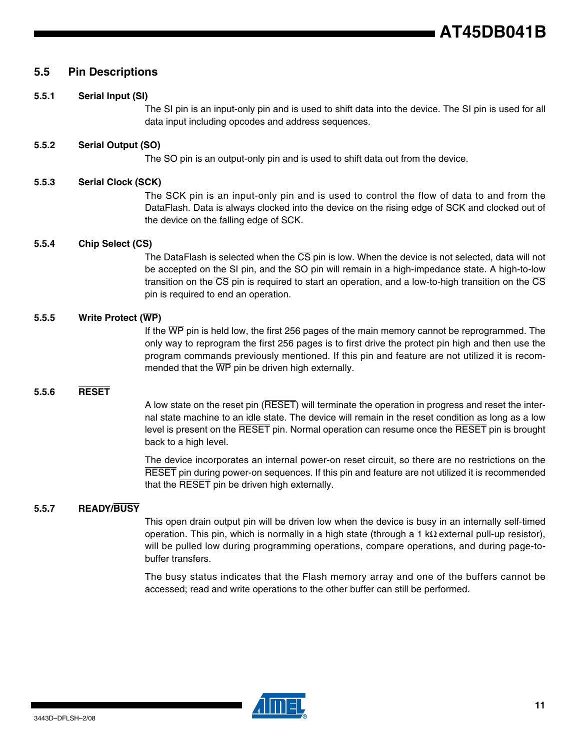## 5.5 Pin Descriptions

### 5.5.1 Serial Input (SI)

The SI pin is an input-only pin and is used to shift data into the device. The SI pin is used for all data input including opcodes and address sequences.

### 5.5.2 Serial Output (SO)

The SO pin is an output-only pin and is used to shift data out from the device.

### 5.5.3 Serial Clock (SCK)

The SCK pin is an input-only pin and is used to control the flow of data to and from the DataFlash. Data is always clocked into the device on the rising edge of SCK and clocked out of the device on the falling edge of SCK.

### 5.5.4 Chip Select ($\overline{CS}$)

The DataFlash is selected when the $\overline{CS}$ pin is low. When the device is not selected, data will not be accepted on the SI pin, and the SO pin will remain in a high-impedance state. A high-to-low transition on the $\overline{CS}$ pin is required to start an operation, and a low-to-high transition on the $\overline{CS}$ pin is required to end an operation.

### 5.5.5 Write Protect ($\overline{WP}$)

If the $\overline{WP}$ pin is held low, the first 256 pages of the main memory cannot be reprogrammed. The only way to reprogram the first 256 pages is to first drive the protect pin high and then use the program commands previously mentioned. If this pin and feature are not utilized it is recommended that the $\overline{WP}$ pin be driven high externally.

### 5.5.6 $\overline{RESET}$

A low state on the reset pin ($\overline{RESET}$) will terminate the operation in progress and reset the internal state machine to an idle state. The device will remain in the reset condition as long as a low level is present on the $\overline{RESET}$ pin. Normal operation can resume once the $\overline{RESET}$ pin is brought back to a high level.

The device incorporates an internal power-on reset circuit, so there are no restrictions on the $\overline{RESET}$ pin during power-on sequences. If this pin and feature are not utilized it is recommended that the $\overline{RESET}$ pin be driven high externally.

### 5.5.7 READY/$\overline{BUSY}$

This open drain output pin will be driven low when the device is busy in an internally self-timed operation. This pin, which is normally in a high state (through a 1 kΩ external pull-up resistor), will be pulled low during programming operations, compare operations, and during page-to-buffer transfers.

The busy status indicates that the Flash memory array and one of the buffers cannot be accessed; read and write operations to the other buffer can still be performed.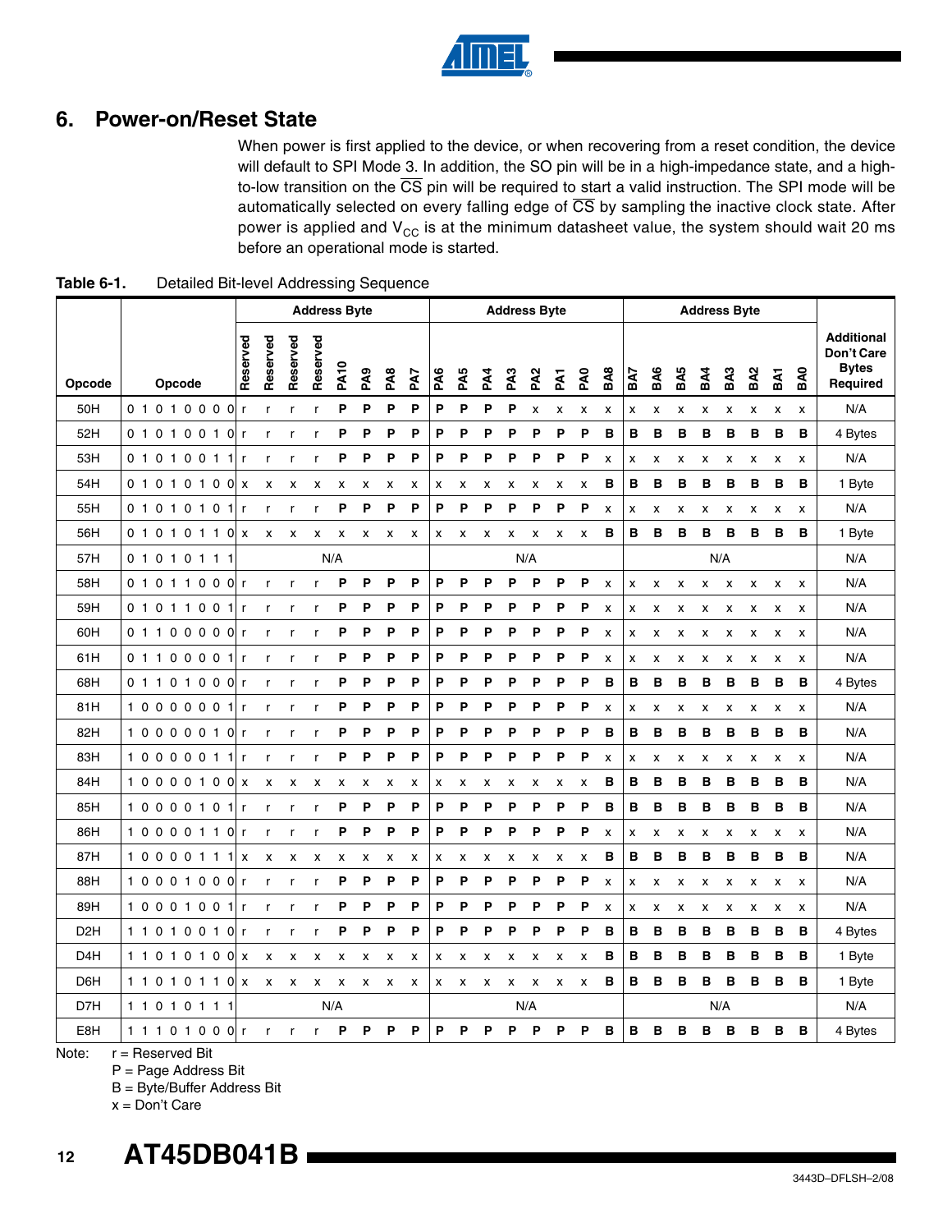## 6. Power-on/Reset State

When power is first applied to the device, or when recovering from a reset condition, the device will default to SPI Mode 3. In addition, the SO pin will be in a high-impedance state, and a high-to-low transition on the $\overline{CS}$ pin will be required to start a valid instruction. The SPI mode will be automatically selected on every falling edge of $\overline{CS}$ by sampling the inactive clock state. After power is applied and $V_{CC}$ is at the minimum datasheet value, the system should wait 20 ms before an operational mode is started.

**Table 6-1.** Detailed Bit-level Addressing Sequence

| Opcode | Opcode | Address Byte | | | | | | | | Address Byte | | | | | | | | Address Byte | | | | | | | | Additional Don't Care Bytes Required |
|---|---|---|---|---|---|---|---|---|---|---|---|---|---|---|---|---|---|---|---|---|---|---|---|---|---|---|
| | | Reserved | Reserved | Reserved | Reserved | PA10 | PA9 | PA8 | PA7 | PA6 | PA5 | PA4 | PA3 | PA2 | PA1 | PA0 | BA8 | BA7 | BA6 | BA5 | BA4 | BA3 | BA2 | BA1 | BA0 | |
| 50H | 0 1 0 1 0 0 0 0 | r | r | r | r | P | P | P | P | P | P | P | P | x | x | x | x | x | x | x | x | x | x | x | x | N/A |
| 52H | 0 1 0 1 0 0 1 0 | r | r | r | r | P | P | P | P | P | P | P | P | P | P | P | B | B | B | B | B | B | B | B | B | 4 Bytes |
| 53H | 0 1 0 1 0 0 1 1 | r | r | r | r | P | P | P | P | P | P | P | P | P | P | P | x | x | x | x | x | x | x | x | x | N/A |
| 54H | 0 1 0 1 0 1 0 0 | x | x | x | x | x | x | x | x | x | x | x | x | x | x | x | B | B | B | B | B | B | B | B | B | 1 Byte |
| 55H | 0 1 0 1 0 1 0 1 | r | r | r | r | P | P | P | P | P | P | P | P | P | P | P | x | x | x | x | x | x | x | x | x | N/A |
| 56H | 0 1 0 1 0 1 1 0 | x | x | x | x | x | x | x | x | x | x | x | x | x | x | x | B | B | B | B | B | B | B | B | B | 1 Byte |
| 57H | 0 1 0 1 0 1 1 1 | N/A | | | | | | | | N/A | | | | | | | | N/A | | | | | | | | N/A |
| 58H | 0 1 0 1 1 0 0 0 | r | r | r | r | P | P | P | P | P | P | P | P | P | P | P | x | x | x | x | x | x | x | x | x | N/A |
| 59H | 0 1 0 1 1 0 0 1 | r | r | r | r | P | P | P | P | P | P | P | P | P | P | P | x | x | x | x | x | x | x | x | x | N/A |
| 60H | 0 1 1 0 0 0 0 0 | r | r | r | r | P | P | P | P | P | P | P | P | P | P | P | x | x | x | x | x | x | x | x | x | N/A |
| 61H | 0 1 1 0 0 0 0 1 | r | r | r | r | P | P | P | P | P | P | P | P | P | P | P | x | x | x | x | x | x | x | x | x | N/A |
| 68H | 0 1 1 0 1 0 0 0 | r | r | r | r | P | P | P | P | P | P | P | P | P | P | P | B | B | B | B | B | B | B | B | B | 4 Bytes |
| 81H | 1 0 0 0 0 0 0 1 | r | r | r | r | P | P | P | P | P | P | P | P | P | P | P | x | x | x | x | x | x | x | x | x | N/A |
| 82H | 1 0 0 0 0 0 1 0 | r | r | r | r | P | P | P | P | P | P | P | P | P | P | P | B | B | B | B | B | B | B | B | B | N/A |
| 83H | 1 0 0 0 0 0 1 1 | r | r | r | r | P | P | P | P | P | P | P | P | P | P | P | x | x | x | x | x | x | x | x | x | N/A |
| 84H | 1 0 0 0 0 1 0 0 | x | x | x | x | x | x | x | x | x | x | x | x | x | x | x | B | B | B | B | B | B | B | B | B | N/A |
| 85H | 1 0 0 0 0 1 0 1 | r | r | r | r | P | P | P | P | P | P | P | P | P | P | P | B | B | B | B | B | B | B | B | B | N/A |
| 86H | 1 0 0 0 0 1 1 0 | r | r | r | r | P | P | P | P | P | P | P | P | P | P | P | x | x | x | x | x | x | x | x | x | N/A |
| 87H | 1 0 0 0 0 1 1 1 | x | x | x | x | x | x | x | x | x | x | x | x | x | x | x | B | B | B | B | B | B | B | B | B | N/A |
| 88H | 1 0 0 0 1 0 0 0 | r | r | r | r | P | P | P | P | P | P | P | P | P | P | P | x | x | x | x | x | x | x | x | x | N/A |
| 89H | 1 0 0 0 1 0 0 1 | r | r | r | r | P | P | P | P | P | P | P | P | P | P | P | x | x | x | x | x | x | x | x | x | N/A |
| D2H | 1 1 0 1 0 0 1 0 | r | r | r | r | P | P | P | P | P | P | P | P | P | P | P | B | B | B | B | B | B | B | B | B | 4 Bytes |
| D4H | 1 1 0 1 0 1 0 0 | x | x | x | x | x | x | x | x | x | x | x | x | x | x | x | B | B | B | B | B | B | B | B | B | 1 Byte |
| D6H | 1 1 0 1 0 1 1 0 | x | x | x | x | x | x | x | x | x | x | x | x | x | x | x | B | B | B | B | B | B | B | B | B | 1 Byte |
| D7H | 1 1 0 1 0 1 1 1 | N/A | | | | | | | | N/A | | | | | | | | N/A | | | | | | | | N/A |
| E8H | 1 1 1 0 1 0 0 0 | r | r | r | r | P | P | P | P | P | P | P | P | P | P | P | B | B | B | B | B | B | B | B | B | 4 Bytes |

Note:
- r = Reserved Bit
- P = Page Address Bit
- B = Byte/Buffer Address Bit
- x = Don't Care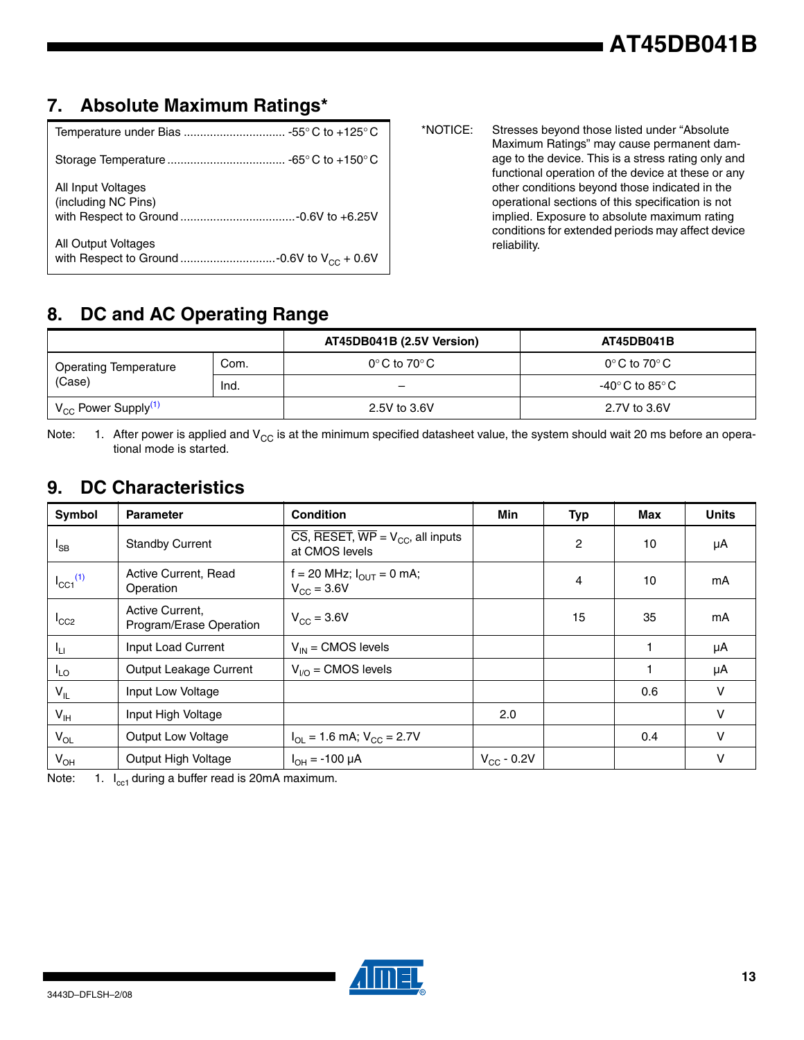## 7. Absolute Maximum Ratings*

| | |
|---|---|
| Temperature under Bias | -55° C to +125° C |
| Storage Temperature | -65° C to +150° C |
| All Input Voltages (including NC Pins) with Respect to Ground | -0.6V to +6.25V |
| All Output Voltages with Respect to Ground | -0.6V to $V_{CC}$ + 0.6V |

*NOTICE: Stresses beyond those listed under "Absolute Maximum Ratings" may cause permanent damage to the device. This is a stress rating only and functional operation of the device at these or any other conditions beyond those indicated in the operational sections of this specification is not implied. Exposure to absolute maximum rating conditions for extended periods may affect device reliability.

## 8. DC and AC Operating Range

| | | AT45DB041B (2.5V Version) | AT45DB041B |
|---|---|---|---|
| Operating Temperature (Case) | Com. | 0° C to 70° C | 0° C to 70° C |
| | Ind. | – | -40° C to 85° C |
| $V_{CC}$ Power Supply[1] | | 2.5V to 3.6V | 2.7V to 3.6V |

Note: 1. After power is applied and $V_{CC}$ is at the minimum specified datasheet value, the system should wait 20 ms before an operational mode is started.

## 9. DC Characteristics

| Symbol | Parameter | Condition | Min | Typ | Max | Units |
|---|---|---|---|---|---|---|
| $I_{SB}$ | Standby Current | $\overline{CS}$, $\overline{RESET}$, $\overline{WP}$ = $V_{CC}$, all inputs at CMOS levels | | 2 | 10 | µA |
| $I_{CC1}$[1] | Active Current, Read Operation | f = 20 MHz; $I_{OUT}$ = 0 mA; $V_{CC}$ = 3.6V | | 4 | 10 | mA |
| $I_{CC2}$ | Active Current, Program/Erase Operation | $V_{CC}$ = 3.6V | | 15 | 35 | mA |
| $I_{LI}$ | Input Load Current | $V_{IN}$ = CMOS levels | | | 1 | µA |
| $I_{LO}$ | Output Leakage Current | $V_{I/O}$ = CMOS levels | | | 1 | µA |
| $V_{IL}$ | Input Low Voltage | | | | 0.6 | V |
| $V_{IH}$ | Input High Voltage | | 2.0 | | | V |
| $V_{OL}$ | Output Low Voltage | $I_{OL}$ = 1.6 mA; $V_{CC}$ = 2.7V | | | 0.4 | V |
| $V_{OH}$ | Output High Voltage | $I_{OH}$ = -100 µA | $V_{CC}$ - 0.2V | | | V |

Note: 1. $I_{cc1}$ during a buffer read is 20mA maximum.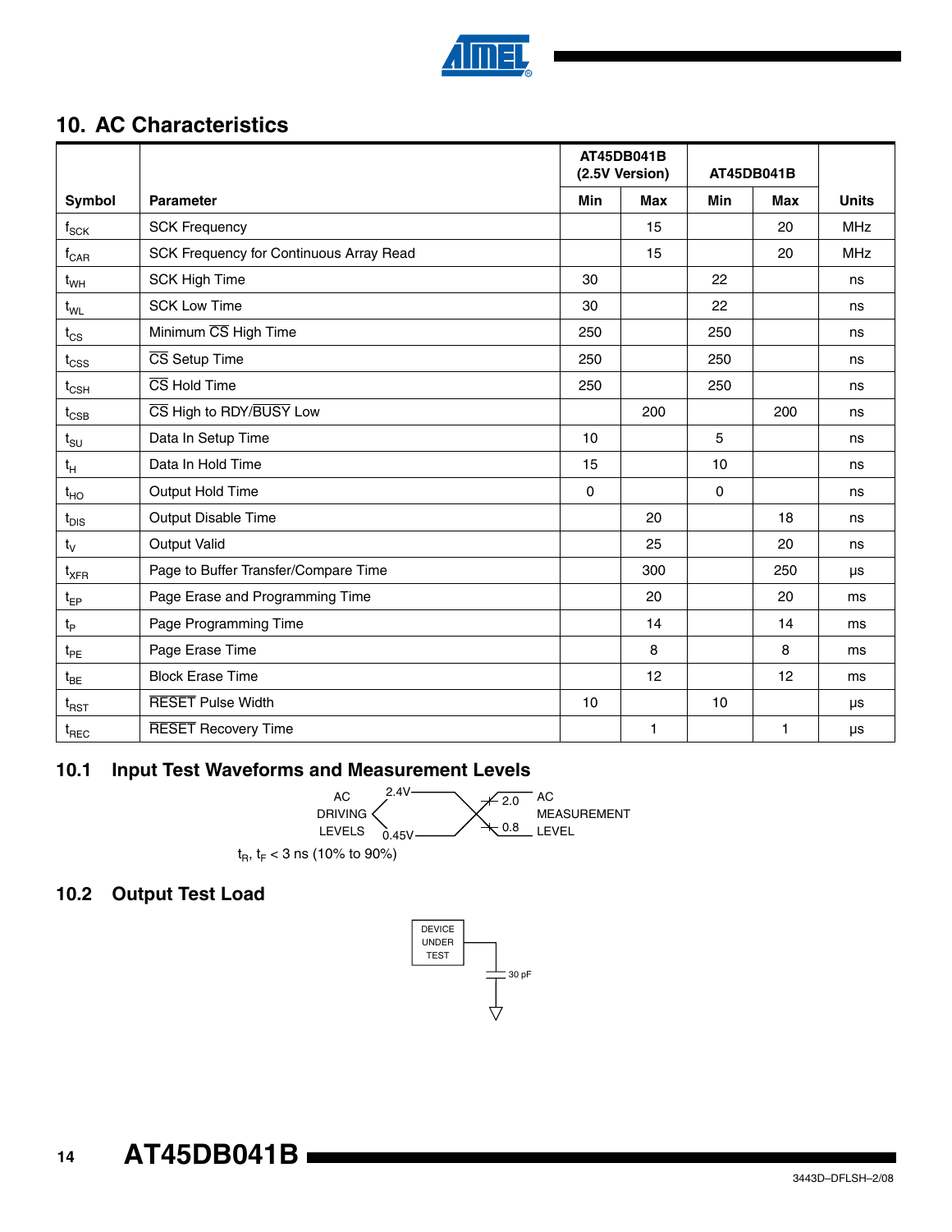## 10. AC Characteristics

| Symbol | Parameter | AT45DB041B (2.5V Version) | | AT45DB041B | | Units |
|---|---|---|---|---|---|---|
| | | Min | Max | Min | Max | |
| $f_{SCK}$ | SCK Frequency | | 15 | | 20 | MHz |
| $f_{CAR}$ | SCK Frequency for Continuous Array Read | | 15 | | 20 | MHz |
| $t_{WH}$ | SCK High Time | 30 | | 22 | | ns |
| $t_{WL}$ | SCK Low Time | 30 | | 22 | | ns |
| $t_{CS}$ | Minimum $\overline{CS}$ High Time | 250 | | 250 | | ns |
| $t_{CSS}$ | $\overline{CS}$ Setup Time | 250 | | 250 | | ns |
| $t_{CSH}$ | $\overline{CS}$ Hold Time | 250 | | 250 | | ns |
| $t_{CSB}$ | $\overline{CS}$ High to RDY/$\overline{BUSY}$ Low | | 200 | | 200 | ns |
| $t_{SU}$ | Data In Setup Time | 10 | | 5 | | ns |
| $t_{H}$ | Data In Hold Time | 15 | | 10 | | ns |
| $t_{HO}$ | Output Hold Time | 0 | | 0 | | ns |
| $t_{DIS}$ | Output Disable Time | | 20 | | 18 | ns |
| $t_{V}$ | Output Valid | | 25 | | 20 | ns |
| $t_{XFR}$ | Page to Buffer Transfer/Compare Time | | 300 | | 250 | µs |
| $t_{EP}$ | Page Erase and Programming Time | | 20 | | 20 | ms |
| $t_{P}$ | Page Programming Time | | 14 | | 14 | ms |
| $t_{PE}$ | Page Erase Time | | 8 | | 8 | ms |
| $t_{BE}$ | Block Erase Time | | 12 | | 12 | ms |
| $t_{RST}$ | $\overline{RESET}$ Pulse Width | 10 | | 10 | | µs |
| $t_{REC}$ | $\overline{RESET}$ Recovery Time | | 1 | | 1 | µs |

### 10.1 Input Test Waveforms and Measurement Levels

AC DRIVING LEVELS: 2.4V, 0.45V

AC MEASUREMENT LEVEL: 2.0, 0.8

$t_R$, $t_F$ < 3 ns (10% to 90%)

### 10.2 Output Test Load

DEVICE UNDER TEST — 30 pF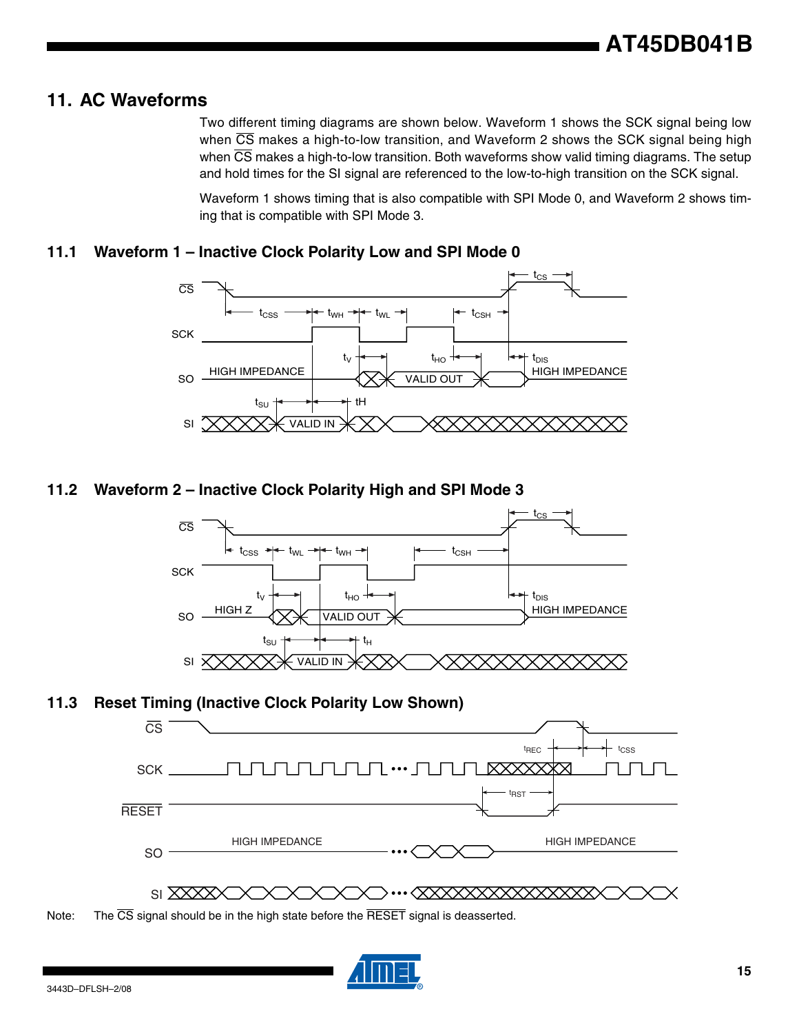## 11. AC Waveforms

Two different timing diagrams are shown below. Waveform 1 shows the SCK signal being low when $\overline{CS}$ makes a high-to-low transition, and Waveform 2 shows the SCK signal being high when $\overline{CS}$ makes a high-to-low transition. Both waveforms show valid timing diagrams. The setup and hold times for the SI signal are referenced to the low-to-high transition on the SCK signal.

Waveform 1 shows timing that is also compatible with SPI Mode 0, and Waveform 2 shows timing that is compatible with SPI Mode 3.

### 11.1 Waveform 1 – Inactive Clock Polarity Low and SPI Mode 0

### 11.2 Waveform 2 – Inactive Clock Polarity High and SPI Mode 3

### 11.3 Reset Timing (Inactive Clock Polarity Low Shown)

Note: The $\overline{CS}$ signal should be in the high state before the $\overline{RESET}$ signal is deasserted.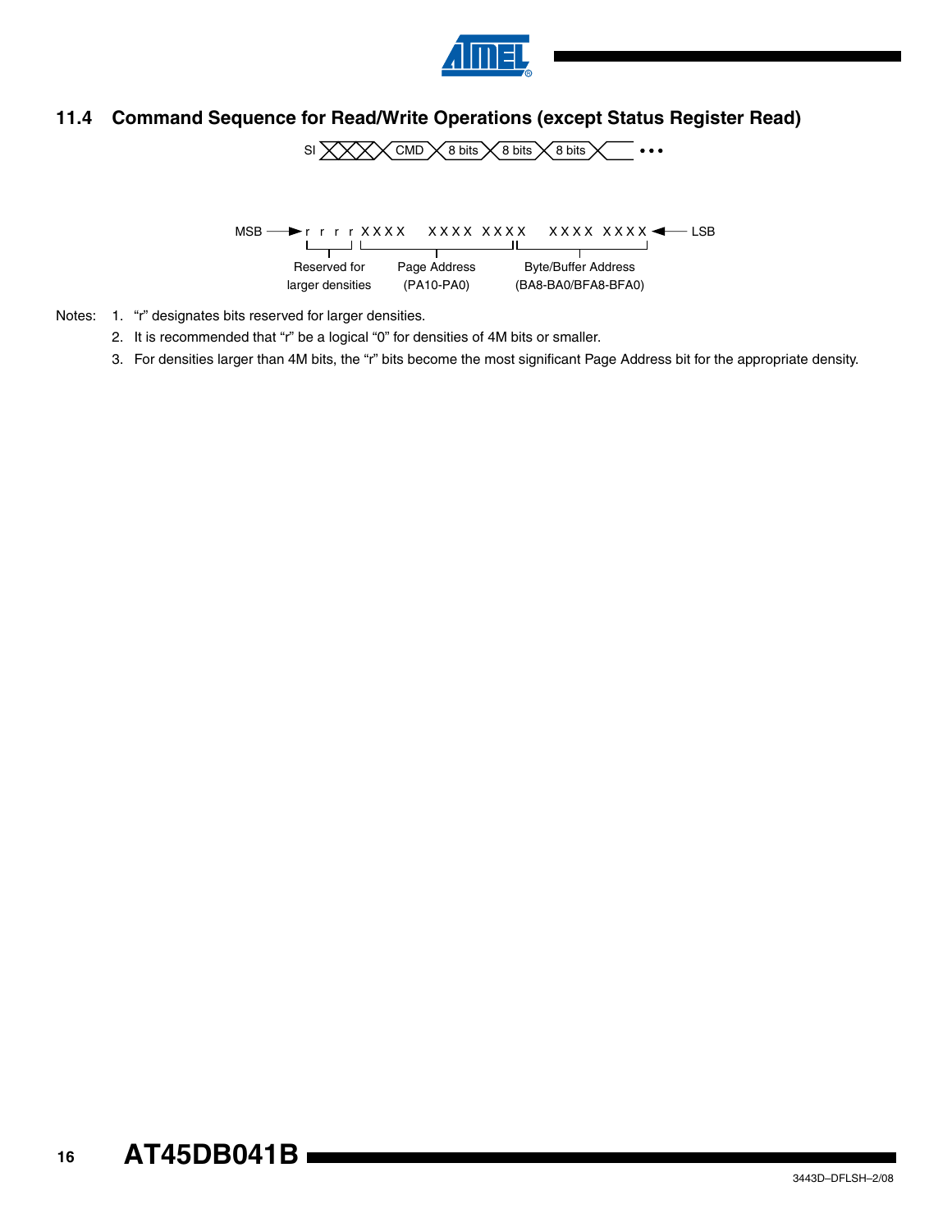## 11.4 Command Sequence for Read/Write Operations (except Status Register Read)

SI — CMD — 8 bits — 8 bits — 8 bits — • • •

MSB → r r r r X X X X   X X X X  X X X X   X X X X  X X X X ← LSB

- Reserved for larger densities
- Page Address (PA10-PA0)
- Byte/Buffer Address (BA8-BA0/BFA8-BFA0)

Notes:
1. "r" designates bits reserved for larger densities.
2. It is recommended that "r" be a logical "0" for densities of 4M bits or smaller.
3. For densities larger than 4M bits, the "r" bits become the most significant Page Address bit for the appropriate density.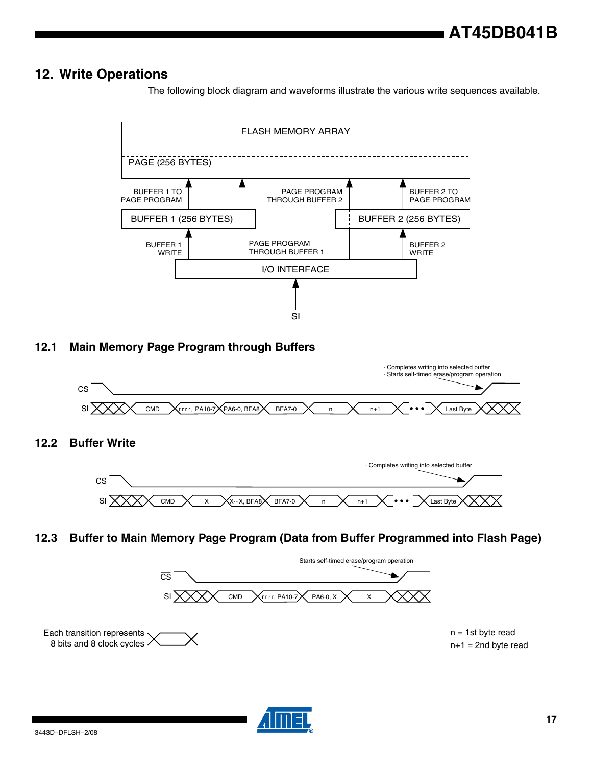## 12. Write Operations

The following block diagram and waveforms illustrate the various write sequences available.

FLASH MEMORY ARRAY

PAGE (256 BYTES)

BUFFER 1 TO PAGE PROGRAM

PAGE PROGRAM THROUGH BUFFER 2

BUFFER 2 TO PAGE PROGRAM

BUFFER 1 (256 BYTES)

BUFFER 2 (256 BYTES)

BUFFER 1 WRITE

PAGE PROGRAM THROUGH BUFFER 1

BUFFER 2 WRITE

I/O INTERFACE

SI

### 12.1 Main Memory Page Program through Buffers

· Completes writing into selected buffer
· Starts self-timed erase/program operation

CS

SI: CMD | r r r r, PA10-7 | PA6-0, BFA8 | BFA7-0 | n | n+1 | • • • | Last Byte

### 12.2 Buffer Write

· Completes writing into selected buffer

CS

SI: CMD | X | X···X, BFA8 | BFA7-0 | n | n+1 | • • • | Last Byte

### 12.3 Buffer to Main Memory Page Program (Data from Buffer Programmed into Flash Page)

Starts self-timed erase/program operation

CS

SI: CMD | r r r r, PA10-7 | PA6-0, X | X

Each transition represents 8 bits and 8 clock cycles

n = 1st byte read
n+1 = 2nd byte read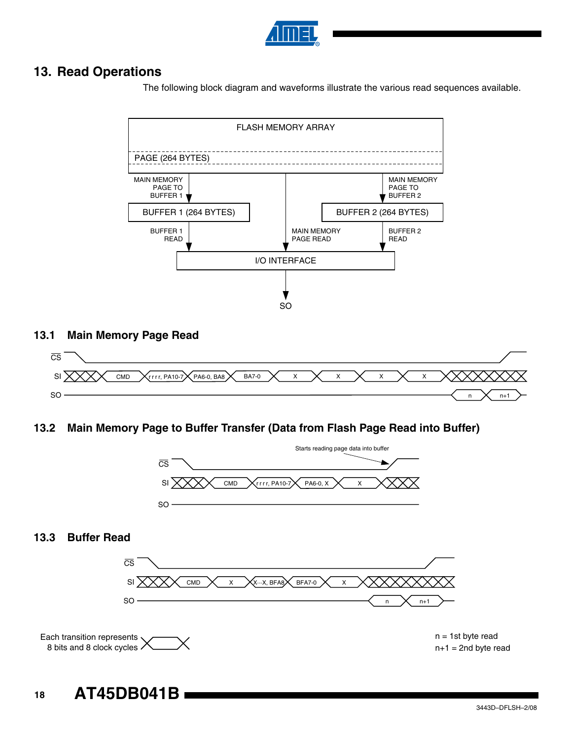## 13. Read Operations

The following block diagram and waveforms illustrate the various read sequences available.

FLASH MEMORY ARRAY

PAGE (264 BYTES)

MAIN MEMORY PAGE TO BUFFER 1

MAIN MEMORY PAGE TO BUFFER 2

BUFFER 1 (264 BYTES)

BUFFER 2 (264 BYTES)

BUFFER 1 READ

MAIN MEMORY PAGE READ

BUFFER 2 READ

I/O INTERFACE

SO

### 13.1 Main Memory Page Read

CS

SI: CMD | r r r r, PA10-7 | PA6-0, BA8 | BA7-0 | X | X | X | X

SO: n | n+1

### 13.2 Main Memory Page to Buffer Transfer (Data from Flash Page Read into Buffer)

Starts reading page data into buffer

CS

SI: CMD | r r r r, PA10-7 | PA6-0, X | X

SO

### 13.3 Buffer Read

CS

SI: CMD | X | X···X, BFA8 | BFA7-0 | X

SO: n | n+1

Each transition represents 8 bits and 8 clock cycles

n = 1st byte read
n+1 = 2nd byte read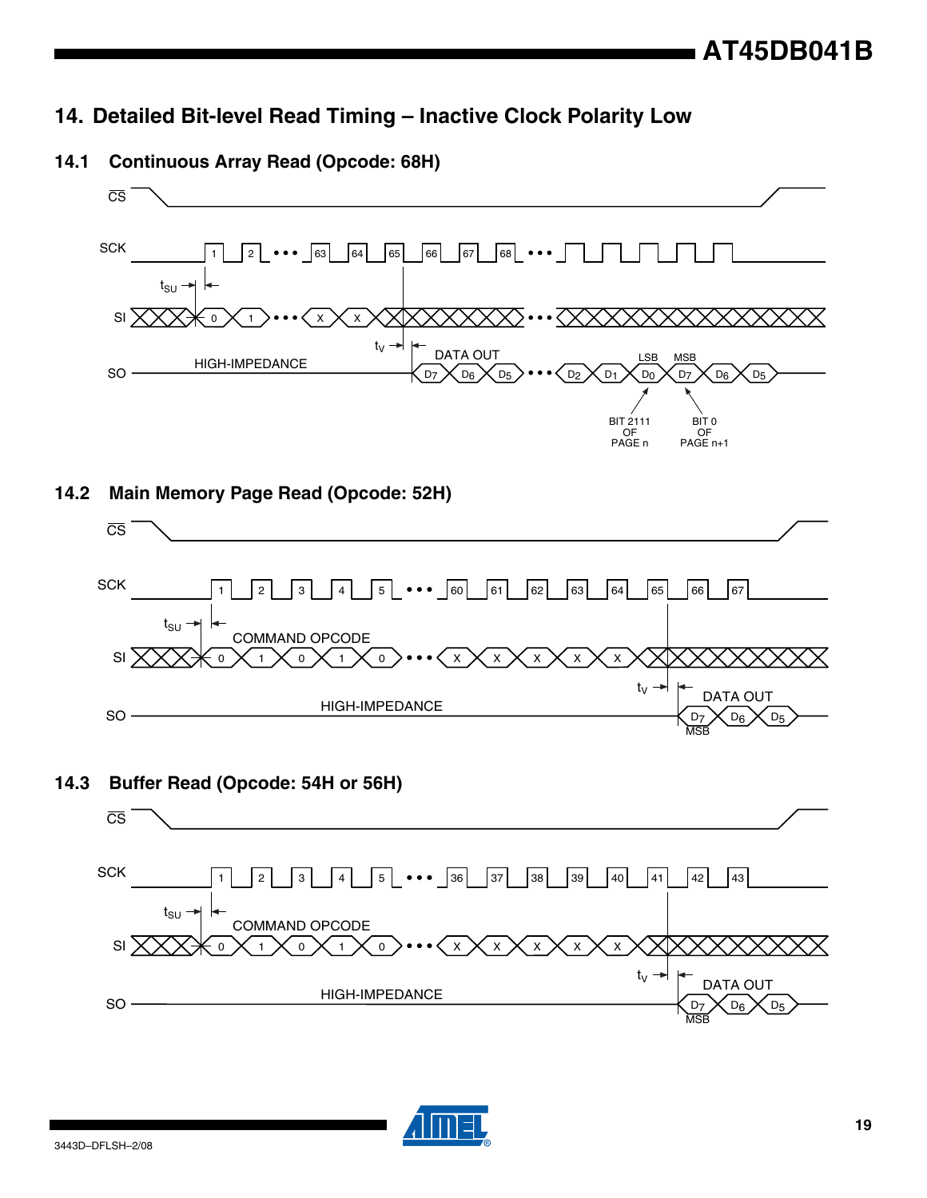# 14. Detailed Bit-level Read Timing – Inactive Clock Polarity Low

## 14.1 Continuous Array Read (Opcode: 68H)

CS

SCK 1 2 • • • 63 64 65 66 67 68 • • •

$t_{SU}$

SI 0 1 • • • X X • • •

$t_V$

DATA OUT

SO HIGH-IMPEDANCE $D_7$ $D_6$ $D_5$ • • • $D_2$ $D_1$ $D_0$ $D_7$ $D_6$ $D_5$

LSB MSB

BIT 2111 OF PAGE n

BIT 0 OF PAGE n+1

## 14.2 Main Memory Page Read (Opcode: 52H)

CS

SCK 1 2 3 4 5 • • • 60 61 62 63 64 65 66 67

$t_{SU}$

COMMAND OPCODE

SI 0 1 0 1 0 • • • X X X X X

$t_V$

DATA OUT

SO HIGH-IMPEDANCE $D_7$ $D_6$ $D_5$

MSB

## 14.3 Buffer Read (Opcode: 54H or 56H)

CS

SCK 1 2 3 4 5 • • • 36 37 38 39 40 41 42 43

$t_{SU}$

COMMAND OPCODE

SI 0 1 0 1 0 • • • X X X X X

$t_V$

DATA OUT

SO HIGH-IMPEDANCE $D_7$ $D_6$ $D_5$

MSB

3443D–DFLSH–2/08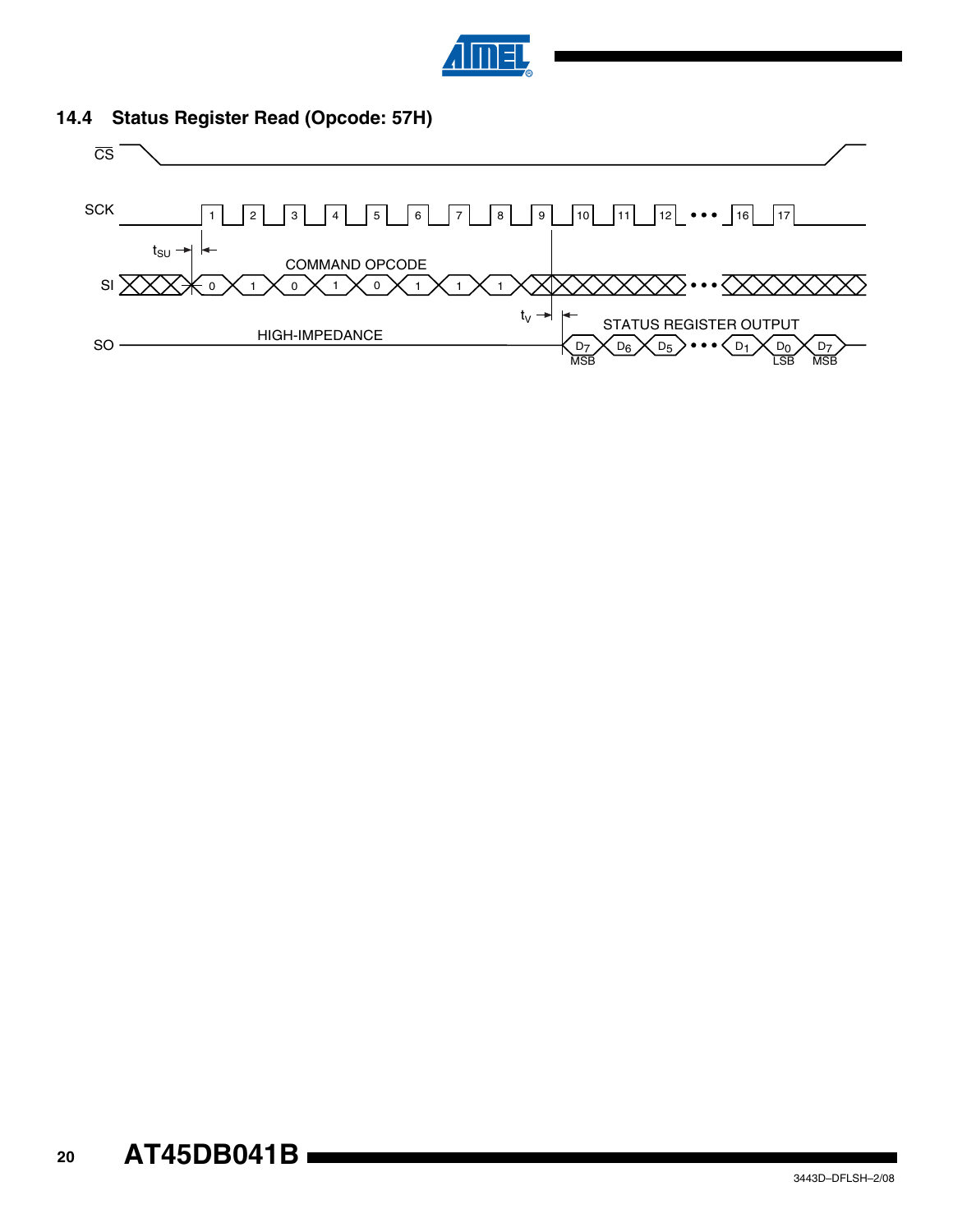## 14.4 Status Register Read (Opcode: 57H)

CS

SCK

1 2 3 4 5 6 7 8 9 10 11 12 ••• 16 17

$t_{SU}$

COMMAND OPCODE

SI 0 1 0 1 0 1 1 1

$t_V$

STATUS REGISTER OUTPUT

HIGH-IMPEDANCE

SO $D_7$ $D_6$ $D_5$ ••• $D_1$ $D_0$ $D_7$

MSB LSB MSB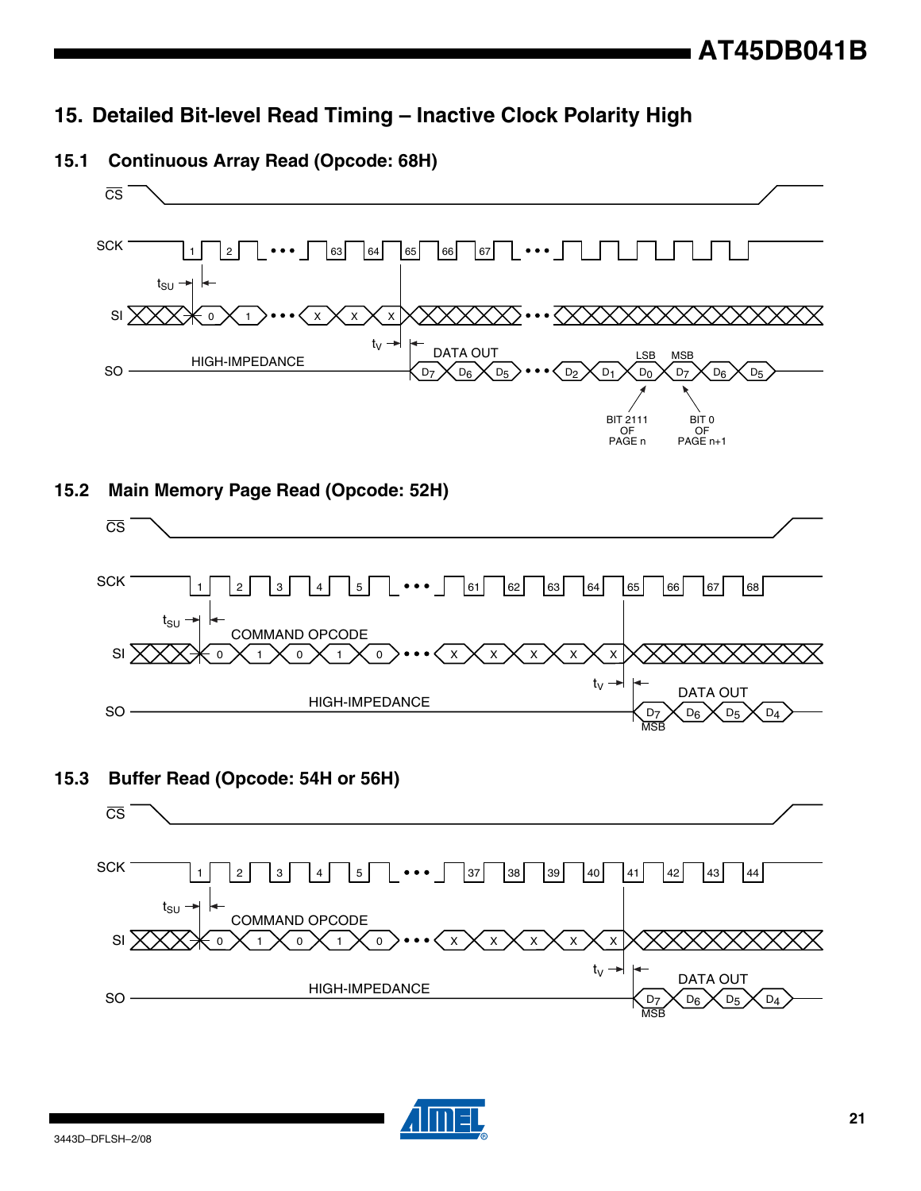## 15. Detailed Bit-level Read Timing – Inactive Clock Polarity High

### 15.1 Continuous Array Read (Opcode: 68H)

CS

SCK 1 2 • • • 63 64 65 66 67 • • •

$t_{SU}$

SI 0 1 • • • X X X • • •

$t_V$

DATA OUT

LSB MSB

SO HIGH-IMPEDANCE $D_7$ $D_6$ $D_5$ • • • $D_2$ $D_1$ $D_0$ $D_7$ $D_6$ $D_5$

BIT 2111 OF PAGE n

BIT 0 OF PAGE n+1

### 15.2 Main Memory Page Read (Opcode: 52H)

CS

SCK 1 2 3 4 5 • • • 61 62 63 64 65 66 67 68

$t_{SU}$

COMMAND OPCODE

SI 0 1 0 1 0 • • • X X X X X

$t_V$

DATA OUT

SO HIGH-IMPEDANCE $D_7$ $D_6$ $D_5$ $D_4$

MSB

### 15.3 Buffer Read (Opcode: 54H or 56H)

CS

SCK 1 2 3 4 5 • • • 37 38 39 40 41 42 43 44

$t_{SU}$

COMMAND OPCODE

SI 0 1 0 1 0 • • • X X X X X

$t_V$

DATA OUT

SO HIGH-IMPEDANCE $D_7$ $D_6$ $D_5$ $D_4$

MSB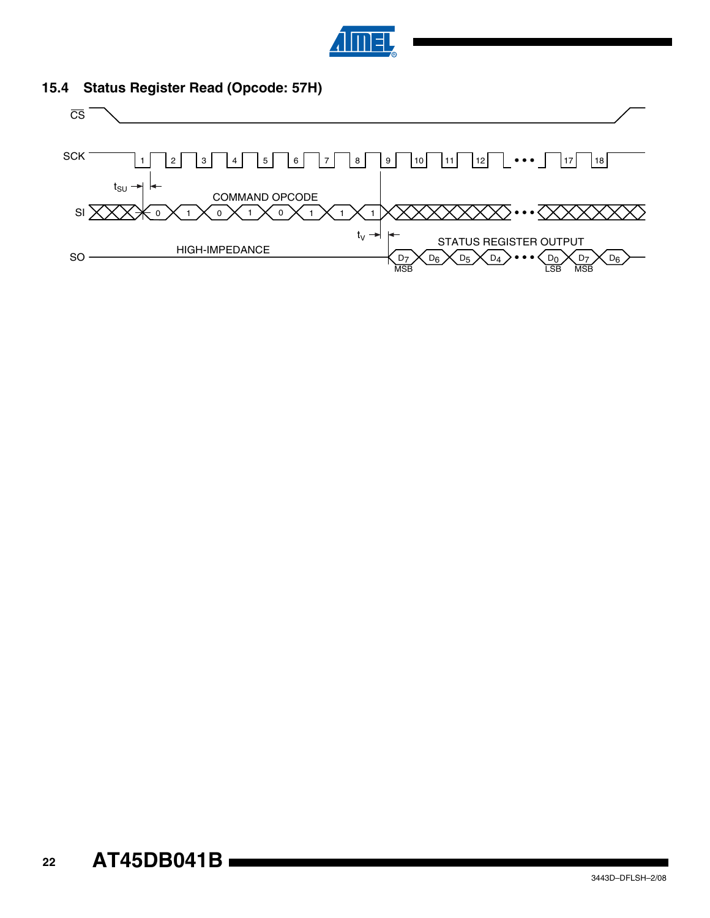### 15.4 Status Register Read (Opcode: 57H)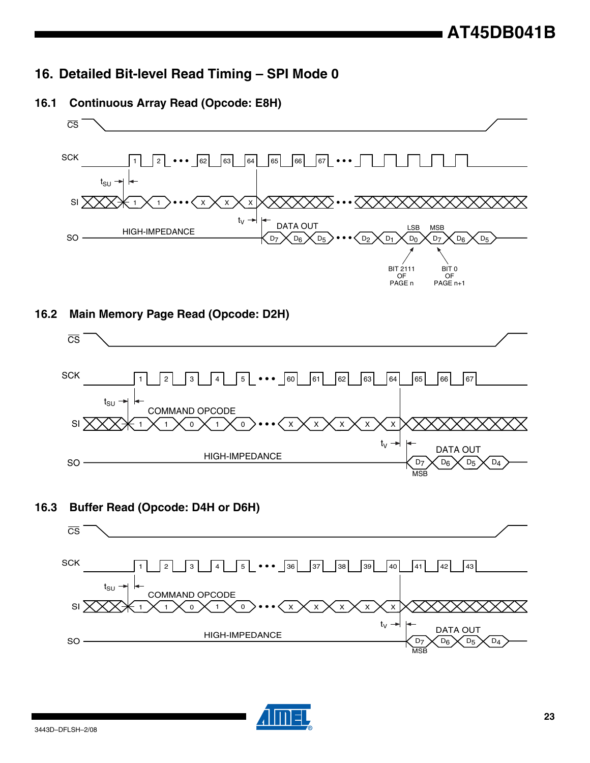# 16. Detailed Bit-level Read Timing – SPI Mode 0

## 16.1 Continuous Array Read (Opcode: E8H)

CS

SCK 1 2 ••• 62 63 64 65 66 67 •••

$t_{SU}$

SI 1 1 ••• X X X •••

$t_V$

DATA OUT

SO HIGH-IMPEDANCE $D_7$ $D_6$ $D_5$ ••• $D_2$ $D_1$ $D_0$ $D_7$ $D_6$ $D_5$

LSB MSB

BIT 2111 OF PAGE n

BIT 0 OF PAGE n+1

## 16.2 Main Memory Page Read (Opcode: D2H)

CS

SCK 1 2 3 4 5 ••• 60 61 62 63 64 65 66 67

$t_{SU}$

COMMAND OPCODE

SI 1 1 0 1 0 ••• X X X X X

$t_V$

DATA OUT

SO HIGH-IMPEDANCE $D_7$ $D_6$ $D_5$ $D_4$

MSB

## 16.3 Buffer Read (Opcode: D4H or D6H)

CS

SCK 1 2 3 4 5 ••• 36 37 38 39 40 41 42 43

$t_{SU}$

COMMAND OPCODE

SI 1 1 0 1 0 ••• X X X X X

$t_V$

DATA OUT

SO HIGH-IMPEDANCE $D_7$ $D_6$ $D_5$ $D_4$

MSB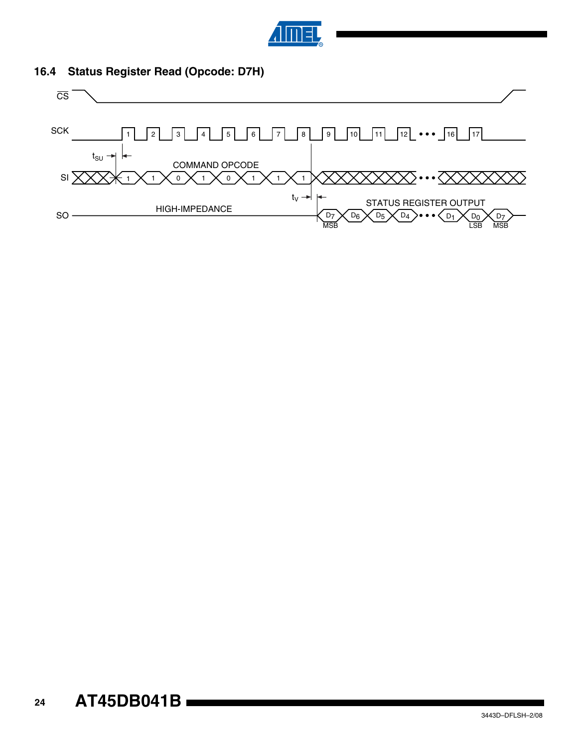## 16.4 Status Register Read (Opcode: D7H)

CS

SCK 1 2 3 4 5 6 7 8 9 10 11 12 • • • 16 17

$t_{SU}$

COMMAND OPCODE

SI 1 1 0 1 0 1 1 1 • • •

$t_V$

STATUS REGISTER OUTPUT

SO HIGH-IMPEDANCE $D_7$ $D_6$ $D_5$ $D_4$ • • • $D_1$ $D_0$ $D_7$

MSB LSB MSB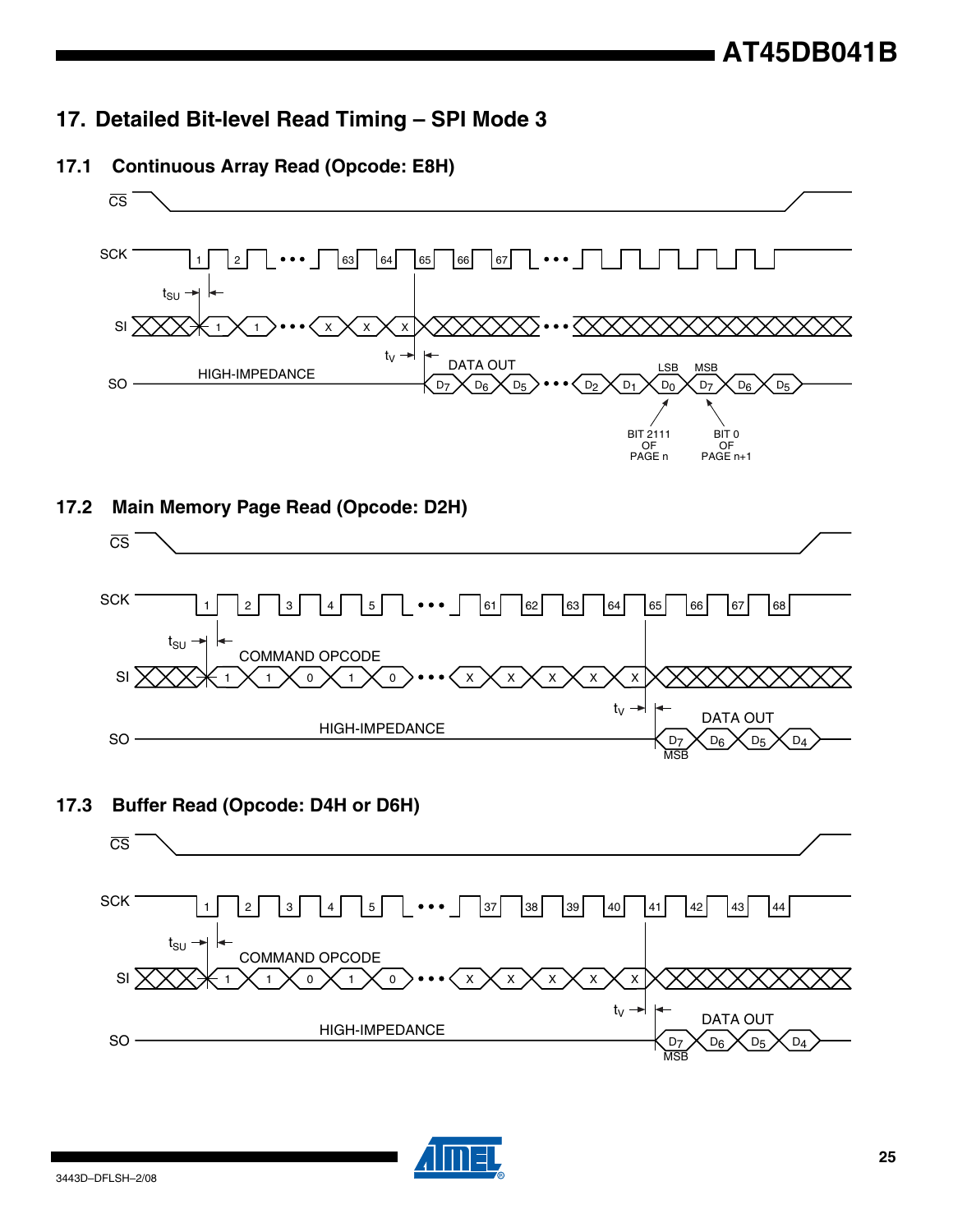# 17. Detailed Bit-level Read Timing – SPI Mode 3

## 17.1 Continuous Array Read (Opcode: E8H)

## 17.2 Main Memory Page Read (Opcode: D2H)

## 17.3 Buffer Read (Opcode: D4H or D6H)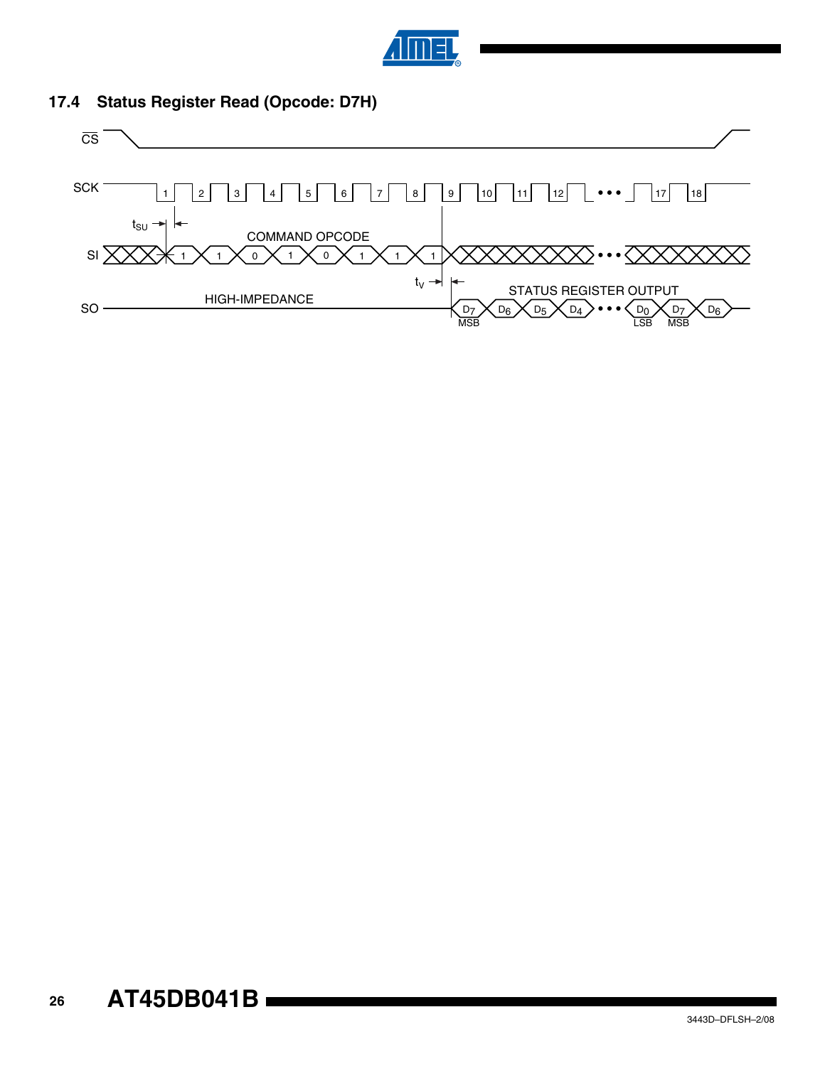### 17.4 Status Register Read (Opcode: D7H)

CS

SCK

$t_{SU}$

COMMAND OPCODE

SI

1 1 0 1 0 1 1 1

$t_V$

STATUS REGISTER OUTPUT

HIGH-IMPEDANCE

SO

$D_7$ MSB, $D_6$, $D_5$, $D_4$ • • • $D_0$ LSB, $D_7$ MSB, $D_6$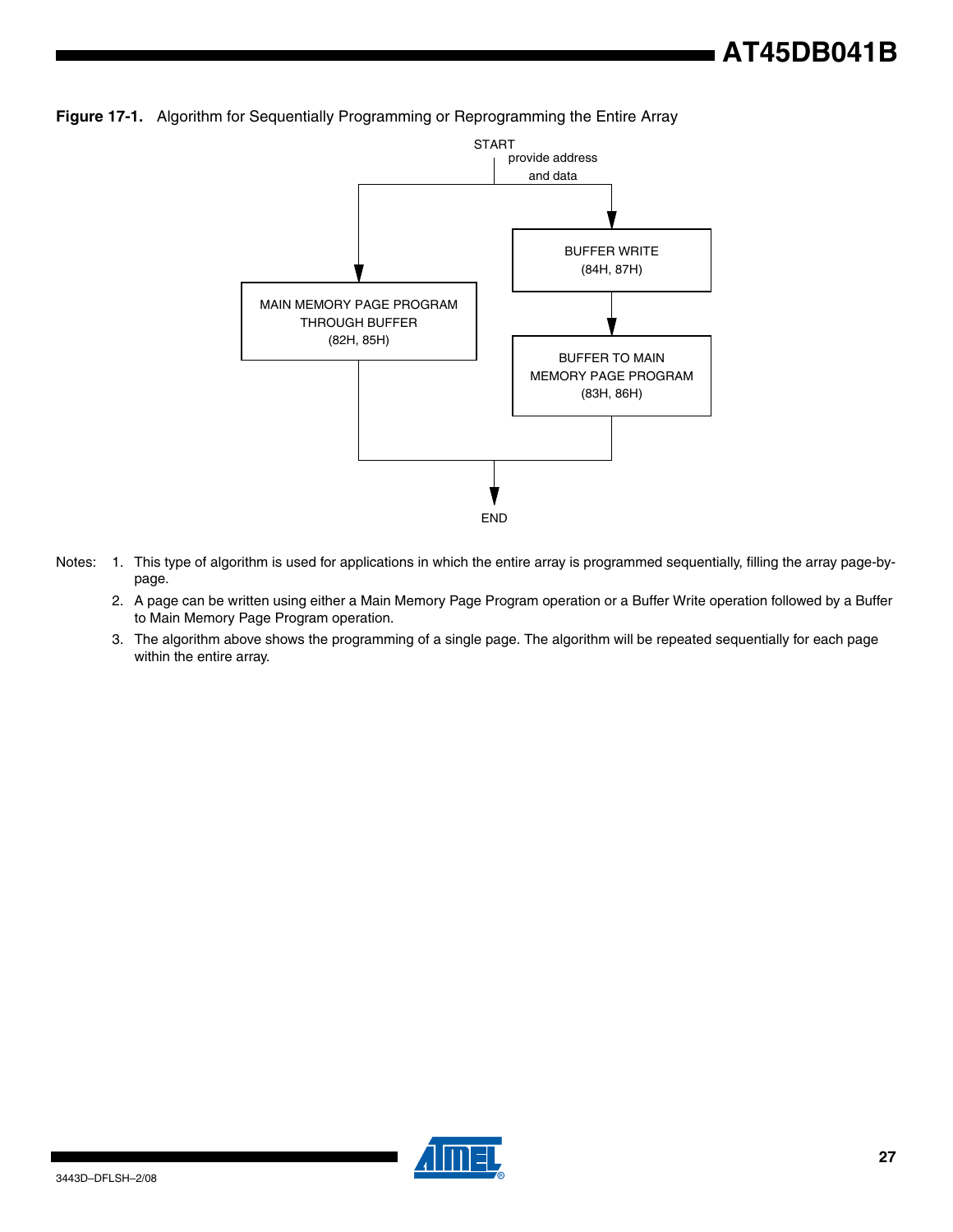**Figure 17-1.** Algorithm for Sequentially Programming or Reprogramming the Entire Array

START
provide address and data

MAIN MEMORY PAGE PROGRAM THROUGH BUFFER (82H, 85H)

BUFFER WRITE (84H, 87H)

BUFFER TO MAIN MEMORY PAGE PROGRAM (83H, 86H)

END

Notes:
1. This type of algorithm is used for applications in which the entire array is programmed sequentially, filling the array page-by-page.
2. A page can be written using either a Main Memory Page Program operation or a Buffer Write operation followed by a Buffer to Main Memory Page Program operation.
3. The algorithm above shows the programming of a single page. The algorithm will be repeated sequentially for each page within the entire array.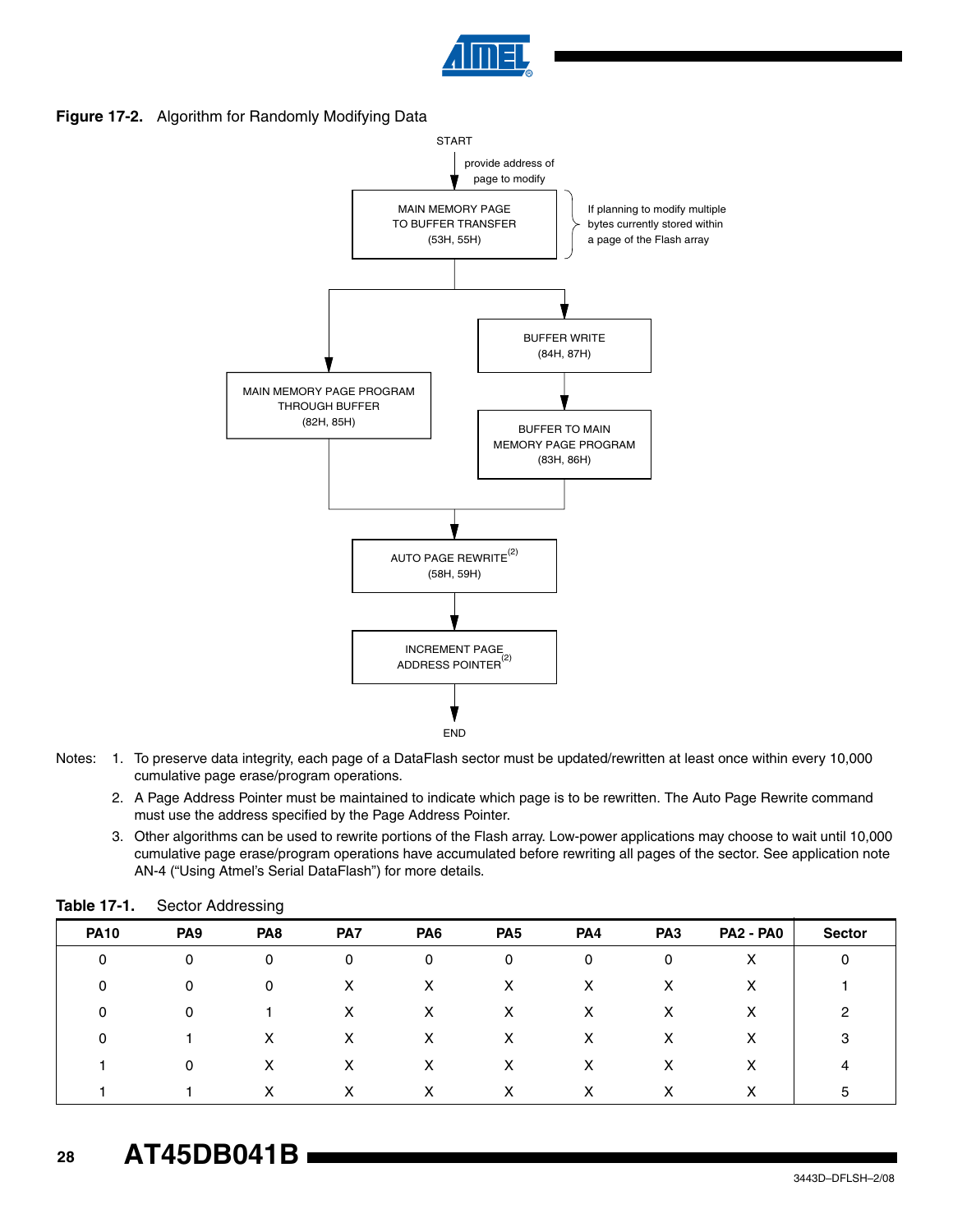**Figure 17-2.** Algorithm for Randomly Modifying Data

START

provide address of page to modify

MAIN MEMORY PAGE TO BUFFER TRANSFER (53H, 55H)

If planning to modify multiple bytes currently stored within a page of the Flash array

MAIN MEMORY PAGE PROGRAM THROUGH BUFFER (82H, 85H)

BUFFER WRITE (84H, 87H)

BUFFER TO MAIN MEMORY PAGE PROGRAM (83H, 86H)

AUTO PAGE REWRITE[(2)] (58H, 59H)

INCREMENT PAGE ADDRESS POINTER[(2)]

END

Notes:
1. To preserve data integrity, each page of a DataFlash sector must be updated/rewritten at least once within every 10,000 cumulative page erase/program operations.
2. A Page Address Pointer must be maintained to indicate which page is to be rewritten. The Auto Page Rewrite command must use the address specified by the Page Address Pointer.
3. Other algorithms can be used to rewrite portions of the Flash array. Low-power applications may choose to wait until 10,000 cumulative page erase/program operations have accumulated before rewriting all pages of the sector. See application note AN-4 ("Using Atmel's Serial DataFlash") for more details.

**Table 17-1.** Sector Addressing

| PA10 | PA9 | PA8 | PA7 | PA6 | PA5 | PA4 | PA3 | PA2 - PA0 | Sector |
|---|---|---|---|---|---|---|---|---|---|
| 0 | 0 | 0 | 0 | 0 | 0 | 0 | 0 | X | 0 |
| 0 | 0 | 0 | X | X | X | X | X | X | 1 |
| 0 | 0 | 1 | X | X | X | X | X | X | 2 |
| 0 | 1 | X | X | X | X | X | X | X | 3 |
| 1 | 0 | X | X | X | X | X | X | X | 4 |
| 1 | 1 | X | X | X | X | X | X | X | 5 |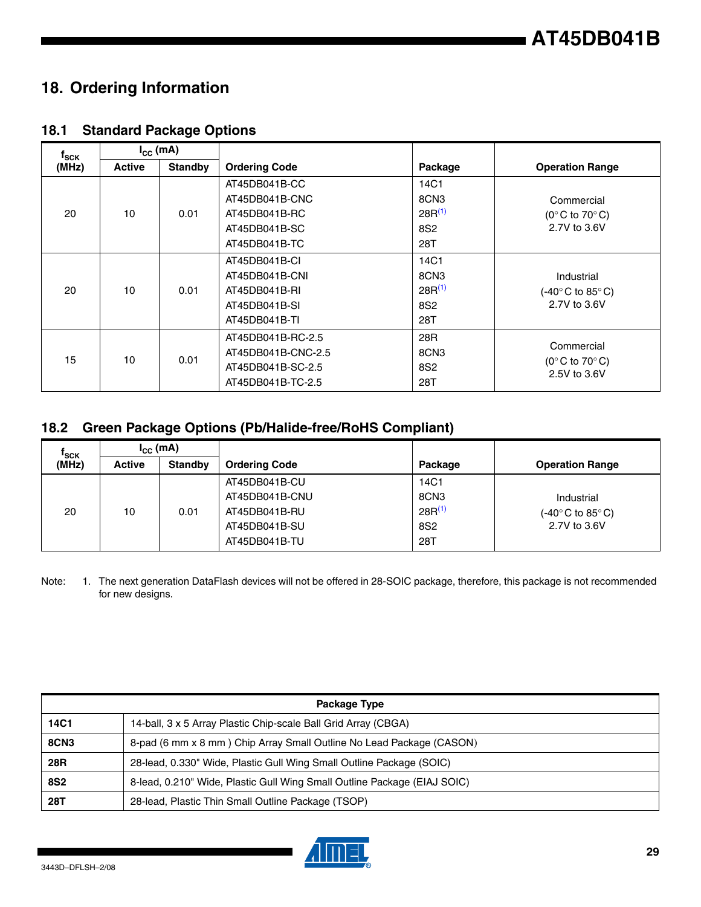## 18. Ordering Information

### 18.1 Standard Package Options

| $f_{SCK}$ (MHz) | $I_{CC}$ (mA) | | Ordering Code | Package | Operation Range |
|---|---|---|---|---|---|
| | Active | Standby | | | |
| 20 | 10 | 0.01 | AT45DB041B-CC<br>AT45DB041B-CNC<br>AT45DB041B-RC<br>AT45DB041B-SC<br>AT45DB041B-TC | 14C1<br>8CN3<br>28R[1]<br>8S2<br>28T | Commercial<br>(0°C to 70°C)<br>2.7V to 3.6V |
| 20 | 10 | 0.01 | AT45DB041B-CI<br>AT45DB041B-CNI<br>AT45DB041B-RI<br>AT45DB041B-SI<br>AT45DB041B-TI | 14C1<br>8CN3<br>28R[1]<br>8S2<br>28T | Industrial<br>(-40°C to 85°C)<br>2.7V to 3.6V |
| 15 | 10 | 0.01 | AT45DB041B-RC-2.5<br>AT45DB041B-CNC-2.5<br>AT45DB041B-SC-2.5<br>AT45DB041B-TC-2.5 | 28R<br>8CN3<br>8S2<br>28T | Commercial<br>(0°C to 70°C)<br>2.5V to 3.6V |

### 18.2 Green Package Options (Pb/Halide-free/RoHS Compliant)

| $f_{SCK}$ (MHz) | $I_{CC}$ (mA) | | Ordering Code | Package | Operation Range |
|---|---|---|---|---|---|
| | Active | Standby | | | |
| 20 | 10 | 0.01 | AT45DB041B-CU<br>AT45DB041B-CNU<br>AT45DB041B-RU<br>AT45DB041B-SU<br>AT45DB041B-TU | 14C1<br>8CN3<br>28R[1]<br>8S2<br>28T | Industrial<br>(-40°C to 85°C)<br>2.7V to 3.6V |

Note: 1. The next generation DataFlash devices will not be offered in 28-SOIC package, therefore, this package is not recommended for new designs.

| Package Type | |
|---|---|
| **14C1** | 14-ball, 3 x 5 Array Plastic Chip-scale Ball Grid Array (CBGA) |
| **8CN3** | 8-pad (6 mm x 8 mm ) Chip Array Small Outline No Lead Package (CASON) |
| **28R** | 28-lead, 0.330" Wide, Plastic Gull Wing Small Outline Package (SOIC) |
| **8S2** | 8-lead, 0.210" Wide, Plastic Gull Wing Small Outline Package (EIAJ SOIC) |
| **28T** | 28-lead, Plastic Thin Small Outline Package (TSOP) |

3443D–DFLSH–2/08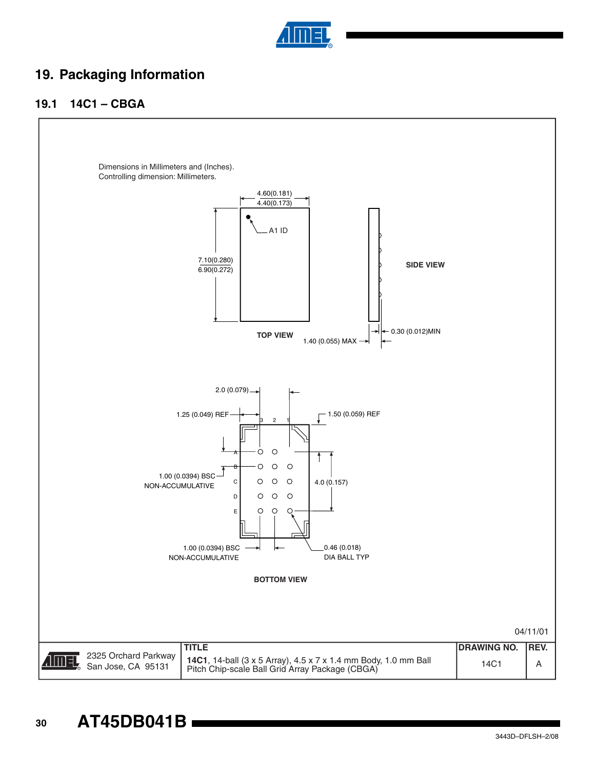# 19. Packaging Information

## 19.1 14C1 – CBGA

Dimensions in Millimeters and (Inches).
Controlling dimension: Millimeters.

4.60(0.181)
4.40(0.173)

A1 ID

7.10(0.280)
6.90(0.272)

TOP VIEW

SIDE VIEW

1.40 (0.055) MAX

0.30 (0.012)MIN

2.0 (0.079)

1.25 (0.049) REF

1.50 (0.059) REF

3 2 1

A
B
C
D
E

1.00 (0.0394) BSC
NON-ACCUMULATIVE

4.0 (0.157)

1.00 (0.0394) BSC
NON-ACCUMULATIVE

0.46 (0.018)
DIA BALL TYP

BOTTOM VIEW

04/11/01

| 2325 Orchard Parkway<br>San Jose, CA 95131 | TITLE<br>**14C1**, 14-ball (3 x 5 Array), 4.5 x 7 x 1.4 mm Body, 1.0 mm Ball Pitch Chip-scale Ball Grid Array Package (CBGA) | DRAWING NO.<br>14C1 | REV.<br>A |
|---|---|---|---|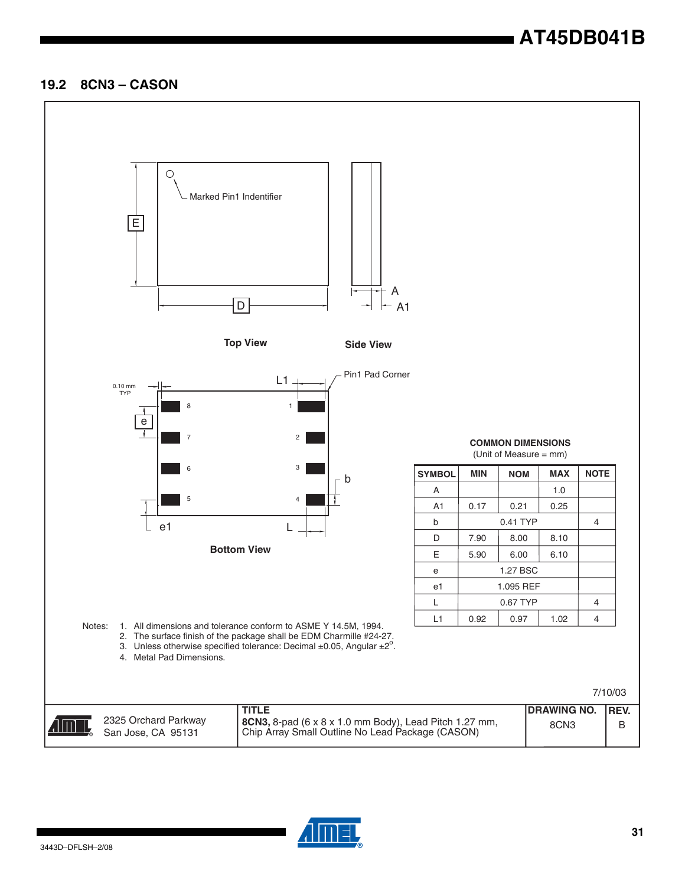## 19.2 8CN3 – CASON

Marked Pin1 Indentifier

Top View

Side View

Pin1 Pad Corner

0.10 mm TYP

Bottom View

**COMMON DIMENSIONS**
(Unit of Measure = mm)

| SYMBOL | MIN | NOM | MAX | NOTE |
|---|---|---|---|---|
| A | | | 1.0 | |
| A1 | 0.17 | 0.21 | 0.25 | |
| b | | 0.41 TYP | | 4 |
| D | 7.90 | 8.00 | 8.10 | |
| E | 5.90 | 6.00 | 6.10 | |
| e | | 1.27 BSC | | |
| e1 | | 1.095 REF | | |
| L | | 0.67 TYP | | 4 |
| L1 | 0.92 | 0.97 | 1.02 | 4 |

Notes:
1. All dimensions and tolerance conform to ASME Y 14.5M, 1994.
2. The surface finish of the package shall be EDM Charmille #24-27.
3. Unless otherwise specified tolerance: Decimal ±0.05, Angular ±2°.
4. Metal Pad Dimensions.

7/10/03

| | 2325 Orchard Parkway San Jose, CA 95131 | TITLE **8CN3,** 8-pad (6 x 8 x 1.0 mm Body), Lead Pitch 1.27 mm, Chip Array Small Outline No Lead Package (CASON) | DRAWING NO. 8CN3 | REV. B |
|---|---|---|---|---|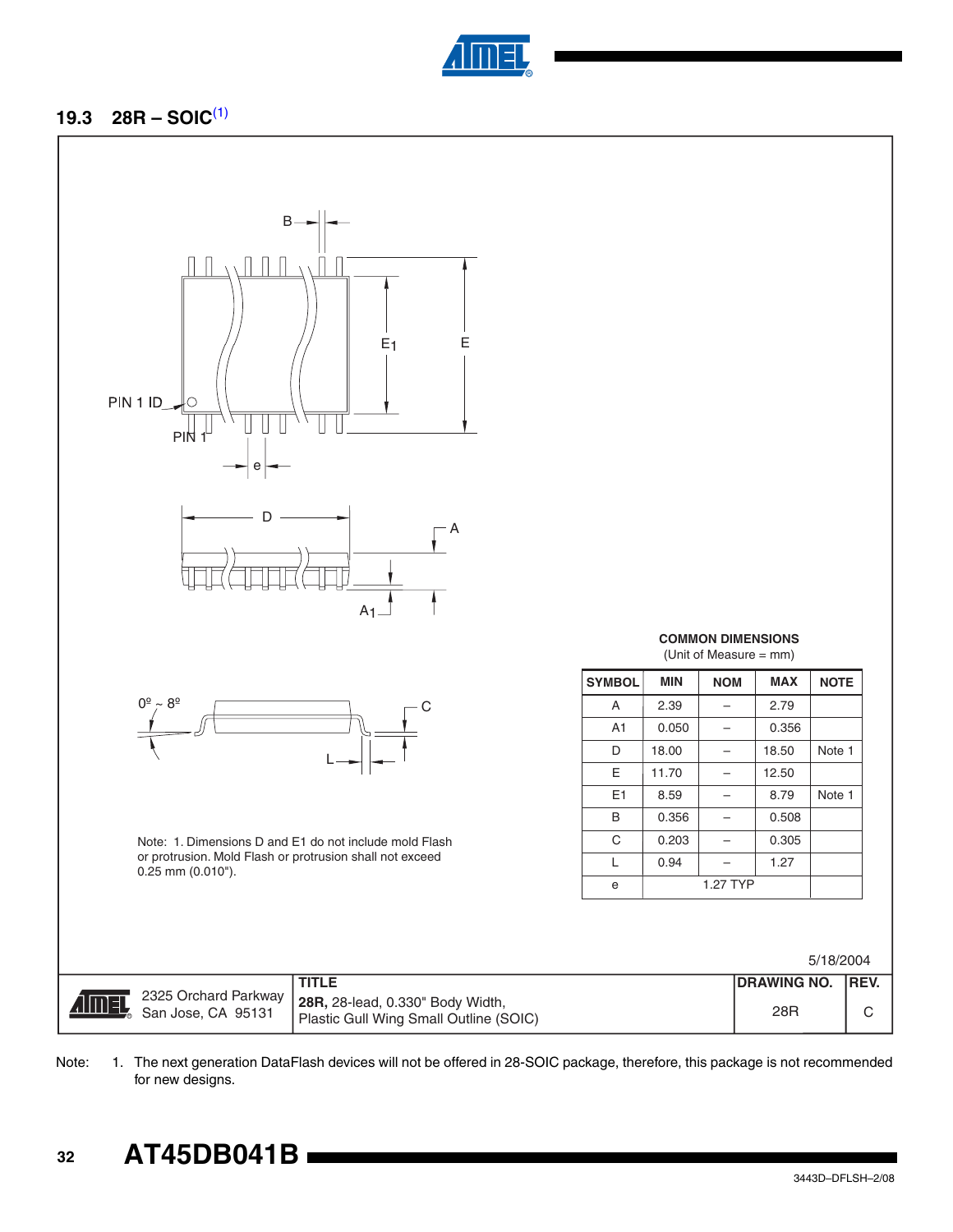### 19.3 28R – SOIC[1]

PIN 1 ID

PIN 1

Note: 1. Dimensions D and E1 do not include mold Flash or protrusion. Mold Flash or protrusion shall not exceed 0.25 mm (0.010").

**COMMON DIMENSIONS**
(Unit of Measure = mm)

| SYMBOL | MIN | NOM | MAX | NOTE |
|---|---|---|---|---|
| A | 2.39 | – | 2.79 | |
| A1 | 0.050 | – | 0.356 | |
| D | 18.00 | – | 18.50 | Note 1 |
| E | 11.70 | – | 12.50 | |
| E1 | 8.59 | – | 8.79 | Note 1 |
| B | 0.356 | – | 0.508 | |
| C | 0.203 | – | 0.305 | |
| L | 0.94 | – | 1.27 | |
| e | | 1.27 TYP | | |

5/18/2004

| 2325 Orchard Parkway San Jose, CA 95131 | **TITLE** **28R,** 28-lead, 0.330" Body Width, Plastic Gull Wing Small Outline (SOIC) | **DRAWING NO.** 28R | **REV.** C |
|---|---|---|---|

Note: 1. The next generation DataFlash devices will not be offered in 28-SOIC package, therefore, this package is not recommended for new designs.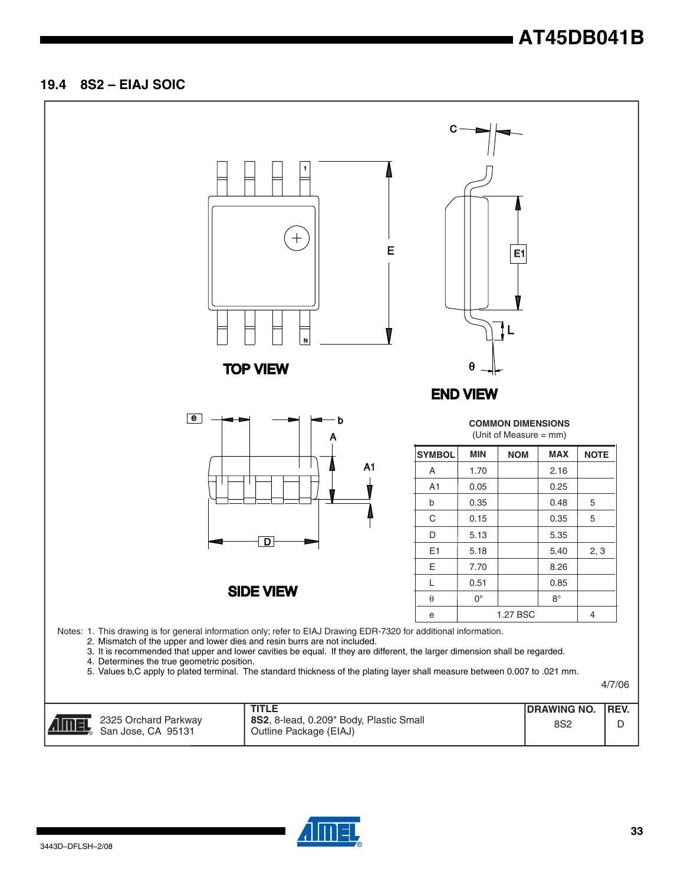## 19.4 8S2 – EIAJ SOIC

TOP VIEW

END VIEW

SIDE VIEW

**COMMON DIMENSIONS**
(Unit of Measure = mm)

| SYMBOL | MIN | NOM | MAX | NOTE |
|---|---|---|---|---|
| A | 1.70 | | 2.16 | |
| A1 | 0.05 | | 0.25 | |
| b | 0.35 | | 0.48 | 5 |
| C | 0.15 | | 0.35 | 5 |
| D | 5.13 | | 5.35 | |
| E1 | 5.18 | | 5.40 | 2, 3 |
| E | 7.70 | | 8.26 | |
| L | 0.51 | | 0.85 | |
| θ | 0° | | 8° | |
| e | | 1.27 BSC | | 4 |

Notes:
1. This drawing is for general information only; refer to EIAJ Drawing EDR-7320 for additional information.
2. Mismatch of the upper and lower dies and resin burrs are not included.
3. It is recommended that upper and lower cavities be equal. If they are different, the larger dimension shall be regarded.
4. Determines the true geometric position.
5. Values b,C apply to plated terminal. The standard thickness of the plating layer shall measure between 0.007 to .021 mm.

4/7/06

| | TITLE | DRAWING NO. | REV. |
|---|---|---|---|
| 2325 Orchard Parkway San Jose, CA 95131 | **8S2**, 8-lead, 0.209" Body, Plastic Small Outline Package (EIAJ) | 8S2 | D |

3443D–DFLSH–2/08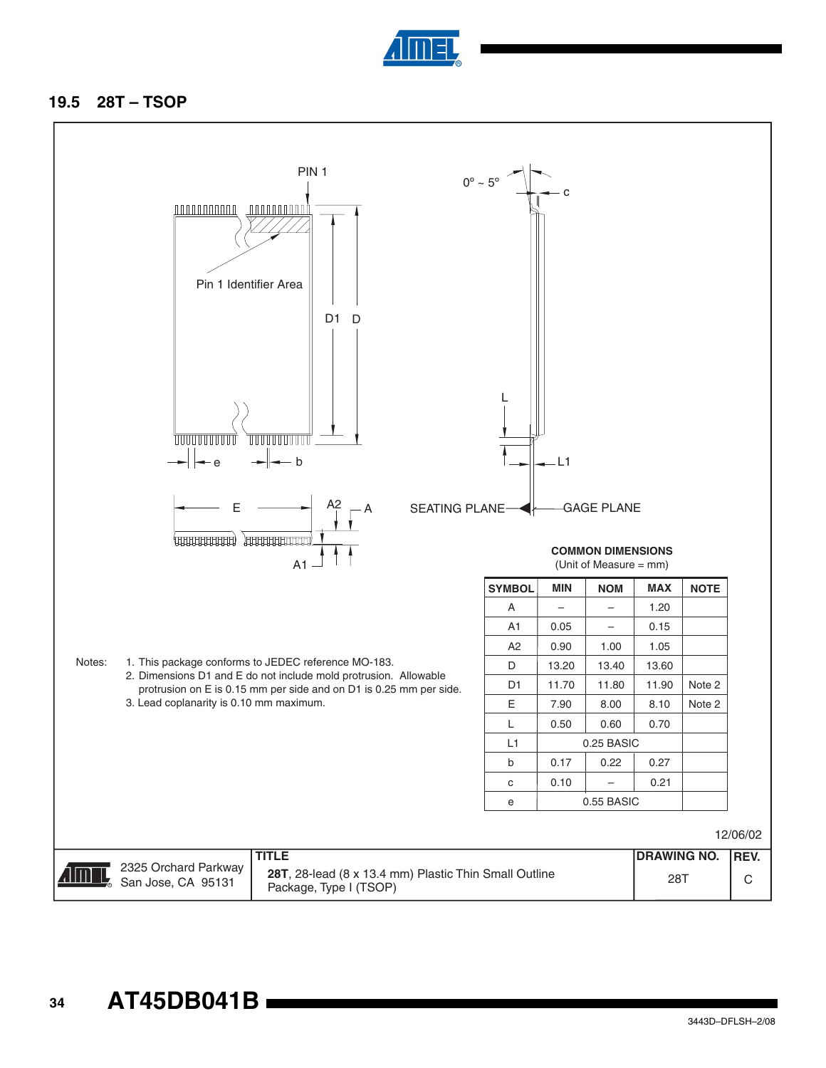## 19.5 28T – TSOP

PIN 1

Pin 1 Identifier Area

0° ~ 5°

c

D1 D

L

L1

e b

E A2 A

A1

SEATING PLANE GAGE PLANE

**COMMON DIMENSIONS**
(Unit of Measure = mm)

| SYMBOL | MIN | NOM | MAX | NOTE |
|---|---|---|---|---|
| A | – | – | 1.20 | |
| A1 | 0.05 | – | 0.15 | |
| A2 | 0.90 | 1.00 | 1.05 | |
| D | 13.20 | 13.40 | 13.60 | |
| D1 | 11.70 | 11.80 | 11.90 | Note 2 |
| E | 7.90 | 8.00 | 8.10 | Note 2 |
| L | 0.50 | 0.60 | 0.70 | |
| L1 | | 0.25 BASIC | | |
| b | 0.17 | 0.22 | 0.27 | |
| c | 0.10 | – | 0.21 | |
| e | | 0.55 BASIC | | |

Notes:
1. This package conforms to JEDEC reference MO-183.
2. Dimensions D1 and E do not include mold protrusion. Allowable protrusion on E is 0.15 mm per side and on D1 is 0.25 mm per side.
3. Lead coplanarity is 0.10 mm maximum.

12/06/02

| 2325 Orchard Parkway San Jose, CA 95131 | **TITLE** **28T**, 28-lead (8 x 13.4 mm) Plastic Thin Small Outline Package, Type I (TSOP) | **DRAWING NO.** 28T | **REV.** C |
|---|---|---|---|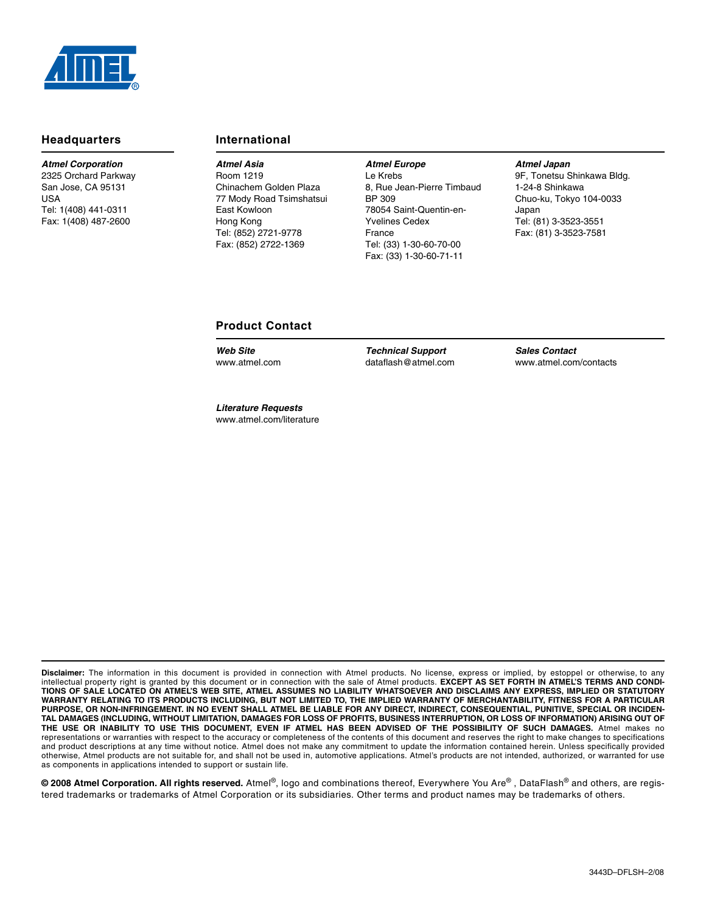## Headquarters

***Atmel Corporation***
2325 Orchard Parkway
San Jose, CA 95131
USA
Tel: 1(408) 441-0311
Fax: 1(408) 487-2600

## International

***Atmel Asia***
Room 1219
Chinachem Golden Plaza
77 Mody Road Tsimshatsui
East Kowloon
Hong Kong
Tel: (852) 2721-9778
Fax: (852) 2722-1369

***Atmel Europe***
Le Krebs
8, Rue Jean-Pierre Timbaud
BP 309
78054 Saint-Quentin-en-Yvelines Cedex
France
Tel: (33) 1-30-60-70-00
Fax: (33) 1-30-60-71-11

***Atmel Japan***
9F, Tonetsu Shinkawa Bldg.
1-24-8 Shinkawa
Chuo-ku, Tokyo 104-0033
Japan
Tel: (81) 3-3523-3551
Fax: (81) 3-3523-7581

## Product Contact

***Web Site***
www.atmel.com

***Technical Support***
dataflash@atmel.com

***Sales Contact***
www.atmel.com/contacts

***Literature Requests***
www.atmel.com/literature

**Disclaimer:** The information in this document is provided in connection with Atmel products. No license, express or implied, by estoppel or otherwise, to any intellectual property right is granted by this document or in connection with the sale of Atmel products. **EXCEPT AS SET FORTH IN ATMEL'S TERMS AND CONDITIONS OF SALE LOCATED ON ATMEL'S WEB SITE, ATMEL ASSUMES NO LIABILITY WHATSOEVER AND DISCLAIMS ANY EXPRESS, IMPLIED OR STATUTORY WARRANTY RELATING TO ITS PRODUCTS INCLUDING, BUT NOT LIMITED TO, THE IMPLIED WARRANTY OF MERCHANTABILITY, FITNESS FOR A PARTICULAR PURPOSE, OR NON-INFRINGEMENT. IN NO EVENT SHALL ATMEL BE LIABLE FOR ANY DIRECT, INDIRECT, CONSEQUENTIAL, PUNITIVE, SPECIAL OR INCIDENTAL DAMAGES (INCLUDING, WITHOUT LIMITATION, DAMAGES FOR LOSS OF PROFITS, BUSINESS INTERRUPTION, OR LOSS OF INFORMATION) ARISING OUT OF THE USE OR INABILITY TO USE THIS DOCUMENT, EVEN IF ATMEL HAS BEEN ADVISED OF THE POSSIBILITY OF SUCH DAMAGES.** Atmel makes no representations or warranties with respect to the accuracy or completeness of the contents of this document and reserves the right to make changes to specifications and product descriptions at any time without notice. Atmel does not make any commitment to update the information contained herein. Unless specifically provided otherwise, Atmel products are not suitable for, and shall not be used in, automotive applications. Atmel's products are not intended, authorized, or warranted for use as components in applications intended to support or sustain life.

**© 2008 Atmel Corporation. All rights reserved.** Atmel®, logo and combinations thereof, Everywhere You Are® , DataFlash® and others, are registered trademarks or trademarks of Atmel Corporation or its subsidiaries. Other terms and product names may be trademarks of others.

3443D–DFLSH–2/08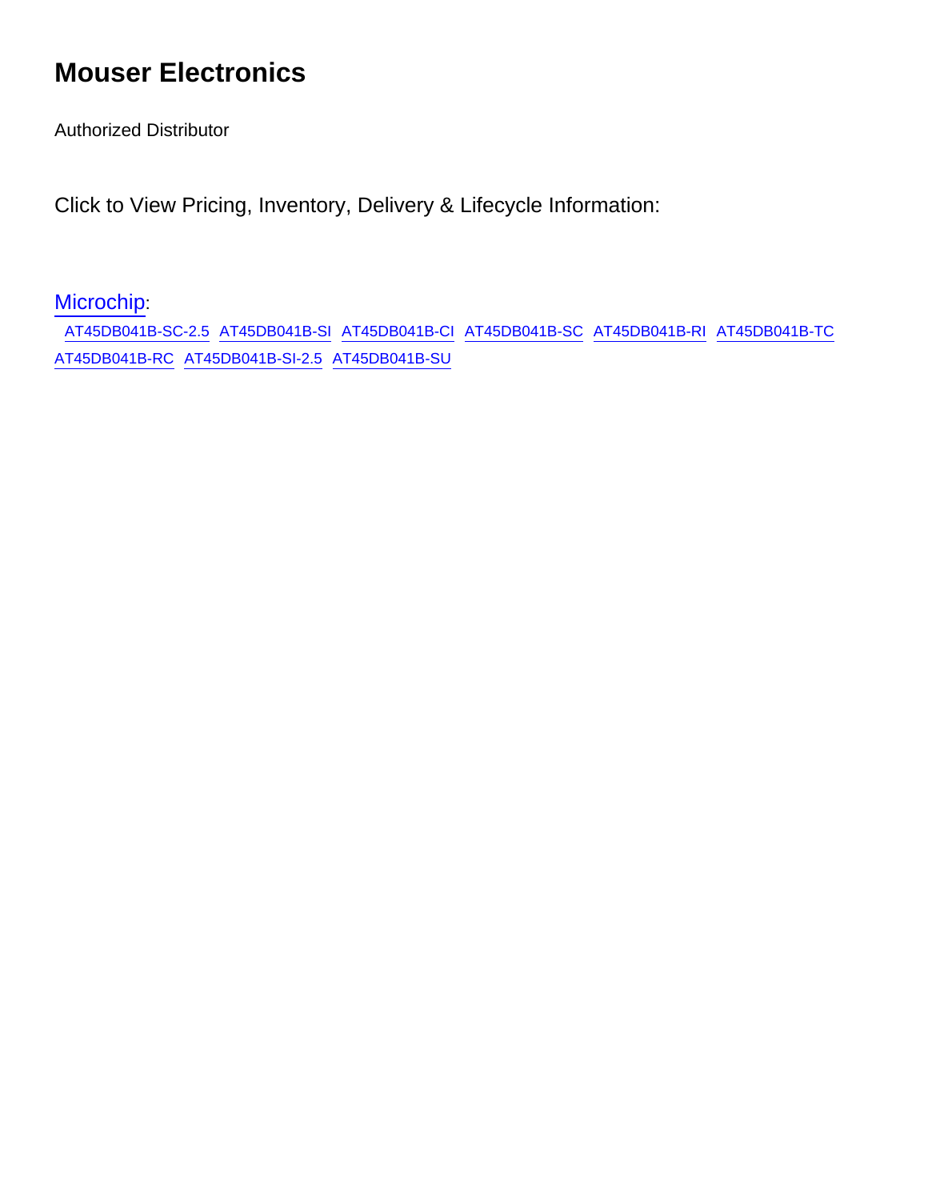# Mouser Electronics

Authorized Distributor

Click to View Pricing, Inventory, Delivery & Lifecycle Information:

Microchip:

AT45DB041B-SC-2.5 AT45DB041B-SI AT45DB041B-CI AT45DB041B-SC AT45DB041B-RI AT45DB041B-TC AT45DB041B-RC AT45DB041B-SI-2.5 AT45DB041B-SU